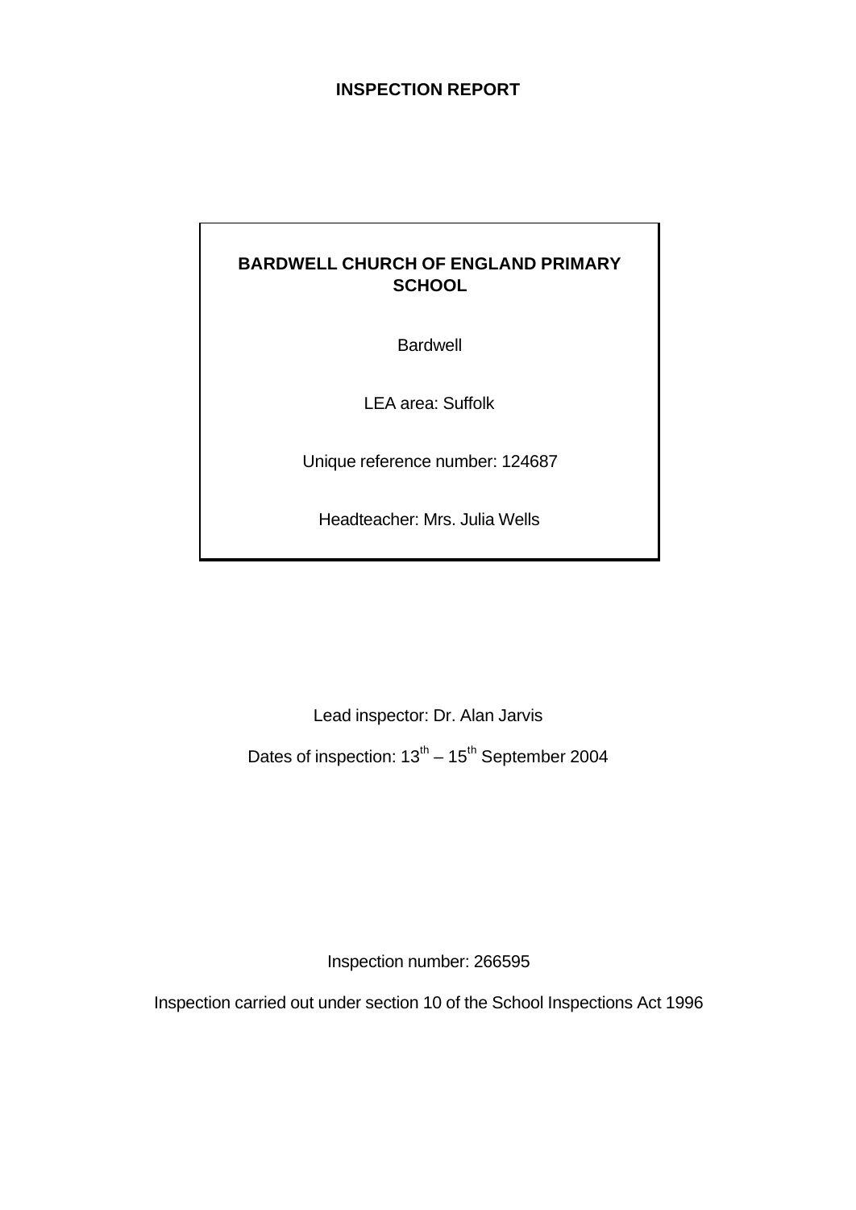# INSPECTION REPORT

**BARDWELL CHURCH OF ENGLAND PRIMARY SCHOOL**

Bardwell

LEA area: Suffolk

Unique reference number: 124687

Headteacher: Mrs. Julia Wells

Lead inspector: Dr. Alan Jarvis

Dates of inspection: 13th – 15th September 2004

Inspection number: 266595

Inspection carried out under section 10 of the School Inspections Act 1996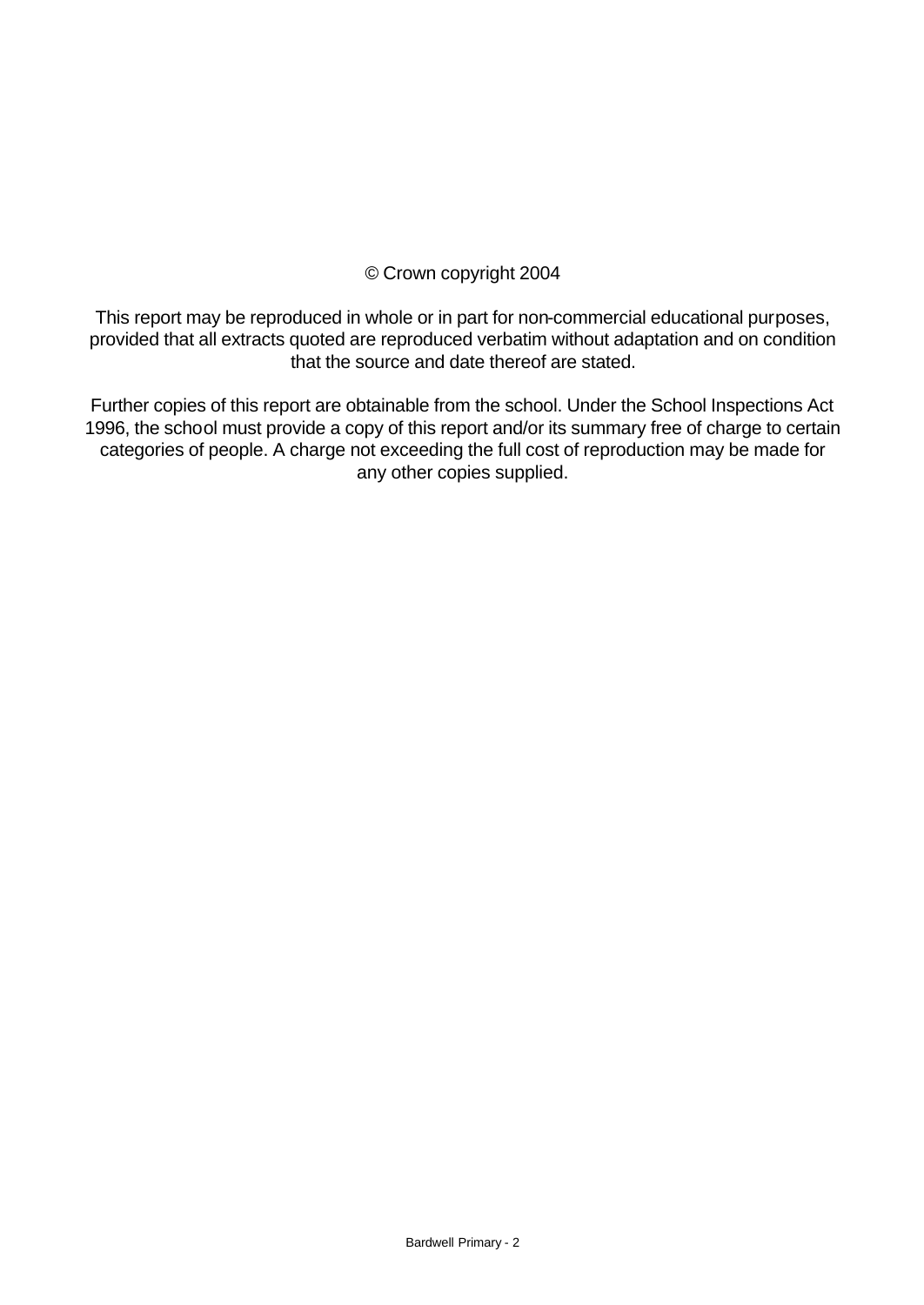© Crown copyright 2004

This report may be reproduced in whole or in part for non-commercial educational purposes, provided that all extracts quoted are reproduced verbatim without adaptation and on condition that the source and date thereof are stated.

Further copies of this report are obtainable from the school. Under the School Inspections Act 1996, the school must provide a copy of this report and/or its summary free of charge to certain categories of people. A charge not exceeding the full cost of reproduction may be made for any other copies supplied.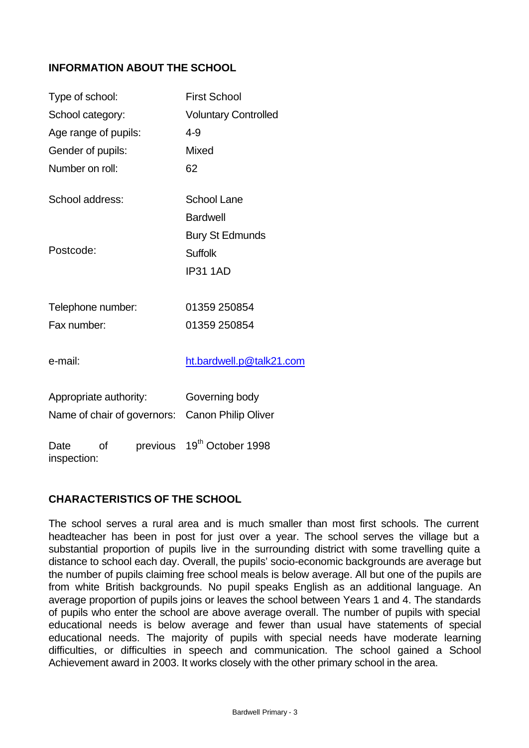## INFORMATION ABOUT THE SCHOOL

| | |
|---|---|
| Type of school: | First School |
| School category: | Voluntary Controlled |
| Age range of pupils: | 4-9 |
| Gender of pupils: | Mixed |
| Number on roll: | 62 |
| School address: | School Lane<br>Bardwell<br>Bury St Edmunds<br>Suffolk |
| Postcode: | IP31 1AD |
| Telephone number: | 01359 250854 |
| Fax number: | 01359 250854 |
| e-mail: | ht.bardwell.p@talk21.com |
| Appropriate authority: | Governing body |
| Name of chair of governors: | Canon Philip Oliver |
| Date of previous inspection: | 19th October 1998 |

## CHARACTERISTICS OF THE SCHOOL

The school serves a rural area and is much smaller than most first schools. The current headteacher has been in post for just over a year. The school serves the village but a substantial proportion of pupils live in the surrounding district with some travelling quite a distance to school each day. Overall, the pupils' socio-economic backgrounds are average but the number of pupils claiming free school meals is below average. All but one of the pupils are from white British backgrounds. No pupil speaks English as an additional language. An average proportion of pupils joins or leaves the school between Years 1 and 4. The standards of pupils who enter the school are above average overall. The number of pupils with special educational needs is below average and fewer than usual have statements of special educational needs. The majority of pupils with special needs have moderate learning difficulties, or difficulties in speech and communication. The school gained a School Achievement award in 2003. It works closely with the other primary school in the area.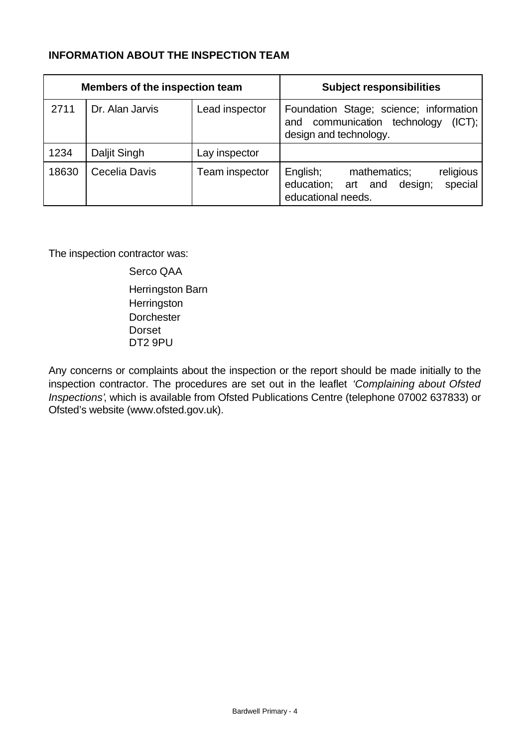**INFORMATION ABOUT THE INSPECTION TEAM**

| Members of the inspection team | | | Subject responsibilities |
|---|---|---|---|
| 2711 | Dr. Alan Jarvis | Lead inspector | Foundation Stage; science; information and communication technology (ICT); design and technology. |
| 1234 | Daljit Singh | Lay inspector | |
| 18630 | Cecelia Davis | Team inspector | English; mathematics; religious education; art and design; special educational needs. |

The inspection contractor was:

Serco QAA

Herringston Barn
Herringston
Dorchester
Dorset
DT2 9PU

Any concerns or complaints about the inspection or the report should be made initially to the inspection contractor. The procedures are set out in the leaflet *'Complaining about Ofsted Inspections'*, which is available from Ofsted Publications Centre (telephone 07002 637833) or Ofsted's website (www.ofsted.gov.uk).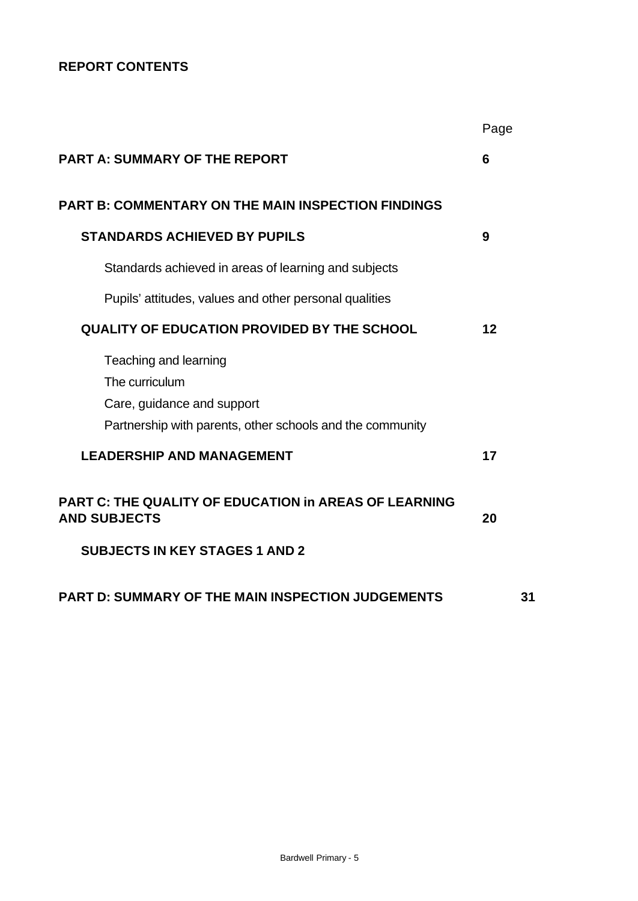**REPORT CONTENTS**

| | Page |
|---|---|
| **PART A: SUMMARY OF THE REPORT** | **6** |
| **PART B: COMMENTARY ON THE MAIN INSPECTION FINDINGS** | |
| **STANDARDS ACHIEVED BY PUPILS** | **9** |
| Standards achieved in areas of learning and subjects | |
| Pupils' attitudes, values and other personal qualities | |
| **QUALITY OF EDUCATION PROVIDED BY THE SCHOOL** | **12** |
| Teaching and learning | |
| The curriculum | |
| Care, guidance and support | |
| Partnership with parents, other schools and the community | |
| **LEADERSHIP AND MANAGEMENT** | **17** |
| **PART C: THE QUALITY OF EDUCATION in AREAS OF LEARNING AND SUBJECTS** | **20** |
| **SUBJECTS IN KEY STAGES 1 AND 2** | |
| **PART D: SUMMARY OF THE MAIN INSPECTION JUDGEMENTS** | **31** |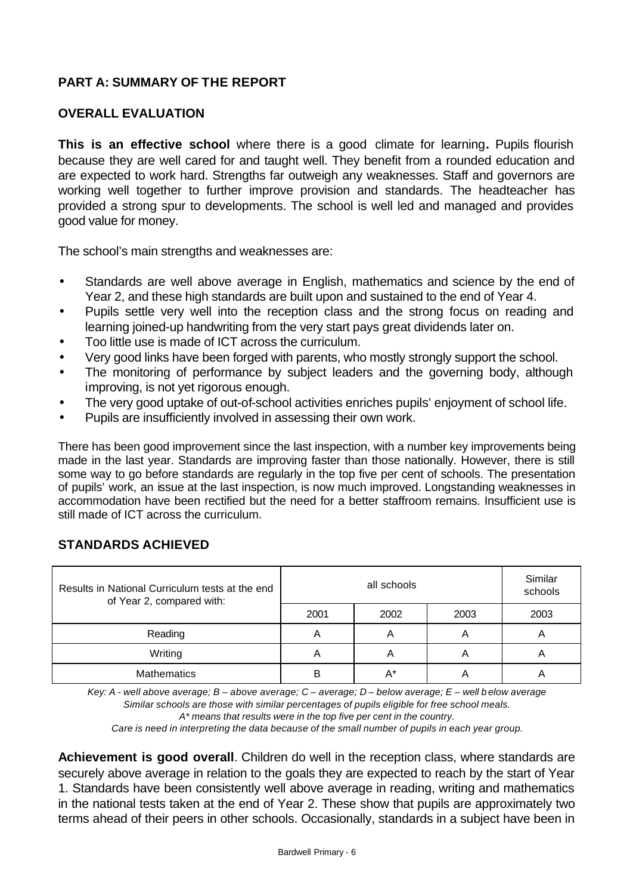## PART A: SUMMARY OF THE REPORT

### OVERALL EVALUATION

**This is an effective school** where there is a good climate for learning**.** Pupils flourish because they are well cared for and taught well. They benefit from a rounded education and are expected to work hard. Strengths far outweigh any weaknesses. Staff and governors are working well together to further improve provision and standards. The headteacher has provided a strong spur to developments. The school is well led and managed and provides good value for money.

The school's main strengths and weaknesses are:

- Standards are well above average in English, mathematics and science by the end of Year 2, and these high standards are built upon and sustained to the end of Year 4.
- Pupils settle very well into the reception class and the strong focus on reading and learning joined-up handwriting from the very start pays great dividends later on.
- Too little use is made of ICT across the curriculum.
- Very good links have been forged with parents, who mostly strongly support the school.
- The monitoring of performance by subject leaders and the governing body, although improving, is not yet rigorous enough.
- The very good uptake of out-of-school activities enriches pupils' enjoyment of school life.
- Pupils are insufficiently involved in assessing their own work.

There has been good improvement since the last inspection, with a number key improvements being made in the last year. Standards are improving faster than those nationally. However, there is still some way to go before standards are regularly in the top five per cent of schools. The presentation of pupils' work, an issue at the last inspection, is now much improved. Longstanding weaknesses in accommodation have been rectified but the need for a better staffroom remains. Insufficient use is still made of ICT across the curriculum.

### STANDARDS ACHIEVED

| Results in National Curriculum tests at the end of Year 2, compared with: | all schools | | | Similar schools |
|---|---|---|---|---|
| | 2001 | 2002 | 2003 | 2003 |
| Reading | A | A | A | A |
| Writing | A | A | A | A |
| Mathematics | B | A* | A | A |

*Key: A - well above average; B – above average; C – average; D – below average; E – well below average*
*Similar schools are those with similar percentages of pupils eligible for free school meals.*
*A* means that results were in the top five per cent in the country.*
*Care is need in interpreting the data because of the small number of pupils in each year group.*

**Achievement is good overall**. Children do well in the reception class, where standards are securely above average in relation to the goals they are expected to reach by the start of Year 1. Standards have been consistently well above average in reading, writing and mathematics in the national tests taken at the end of Year 2. These show that pupils are approximately two terms ahead of their peers in other schools. Occasionally, standards in a subject have been in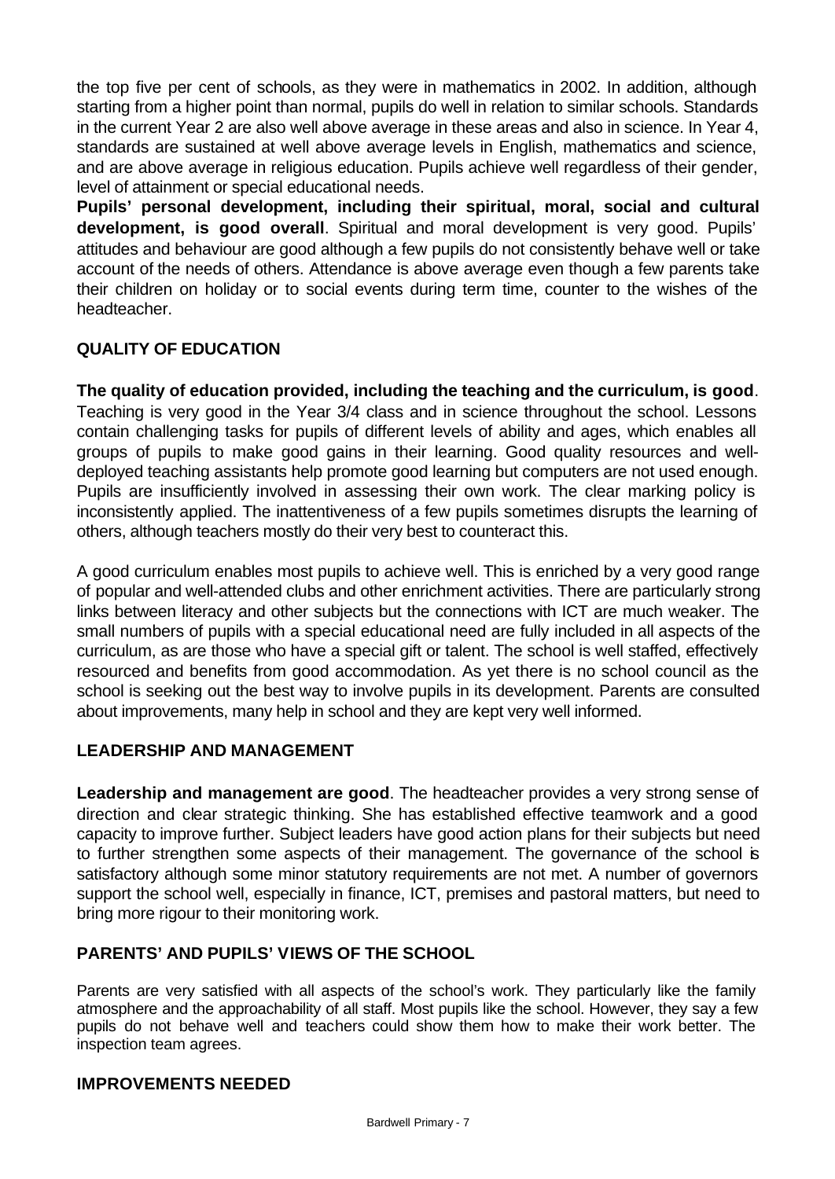the top five per cent of schools, as they were in mathematics in 2002. In addition, although starting from a higher point than normal, pupils do well in relation to similar schools. Standards in the current Year 2 are also well above average in these areas and also in science. In Year 4, standards are sustained at well above average levels in English, mathematics and science, and are above average in religious education. Pupils achieve well regardless of their gender, level of attainment or special educational needs.

**Pupils' personal development, including their spiritual, moral, social and cultural development, is good overall**. Spiritual and moral development is very good. Pupils' attitudes and behaviour are good although a few pupils do not consistently behave well or take account of the needs of others. Attendance is above average even though a few parents take their children on holiday or to social events during term time, counter to the wishes of the headteacher.

## QUALITY OF EDUCATION

**The quality of education provided, including the teaching and the curriculum, is good**. Teaching is very good in the Year 3/4 class and in science throughout the school. Lessons contain challenging tasks for pupils of different levels of ability and ages, which enables all groups of pupils to make good gains in their learning. Good quality resources and well-deployed teaching assistants help promote good learning but computers are not used enough. Pupils are insufficiently involved in assessing their own work. The clear marking policy is inconsistently applied. The inattentiveness of a few pupils sometimes disrupts the learning of others, although teachers mostly do their very best to counteract this.

A good curriculum enables most pupils to achieve well. This is enriched by a very good range of popular and well-attended clubs and other enrichment activities. There are particularly strong links between literacy and other subjects but the connections with ICT are much weaker. The small numbers of pupils with a special educational need are fully included in all aspects of the curriculum, as are those who have a special gift or talent. The school is well staffed, effectively resourced and benefits from good accommodation. As yet there is no school council as the school is seeking out the best way to involve pupils in its development. Parents are consulted about improvements, many help in school and they are kept very well informed.

## LEADERSHIP AND MANAGEMENT

**Leadership and management are good**. The headteacher provides a very strong sense of direction and clear strategic thinking. She has established effective teamwork and a good capacity to improve further. Subject leaders have good action plans for their subjects but need to further strengthen some aspects of their management. The governance of the school is satisfactory although some minor statutory requirements are not met. A number of governors support the school well, especially in finance, ICT, premises and pastoral matters, but need to bring more rigour to their monitoring work.

## PARENTS' AND PUPILS' VIEWS OF THE SCHOOL

Parents are very satisfied with all aspects of the school's work. They particularly like the family atmosphere and the approachability of all staff. Most pupils like the school. However, they say a few pupils do not behave well and teachers could show them how to make their work better. The inspection team agrees.

## IMPROVEMENTS NEEDED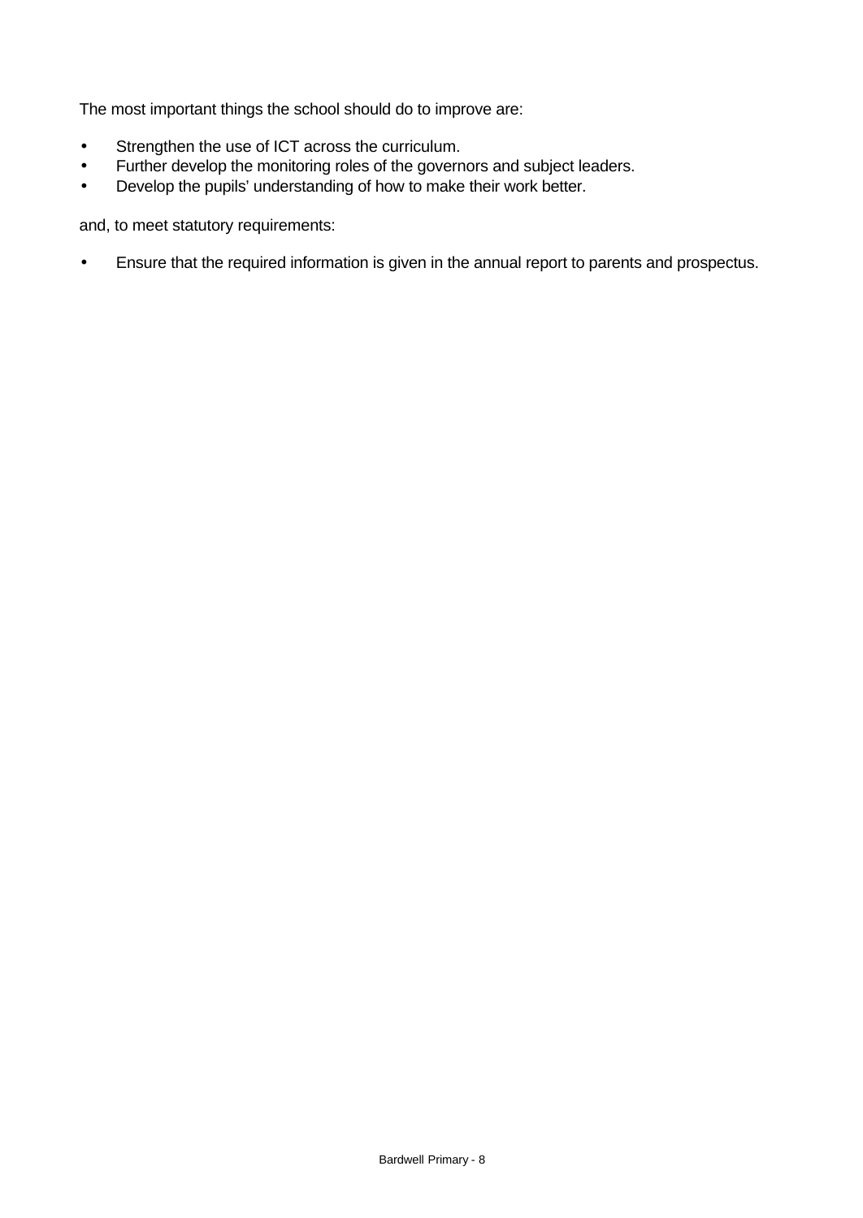The most important things the school should do to improve are:

- Strengthen the use of ICT across the curriculum.
- Further develop the monitoring roles of the governors and subject leaders.
- Develop the pupils' understanding of how to make their work better.

and, to meet statutory requirements:

- Ensure that the required information is given in the annual report to parents and prospectus.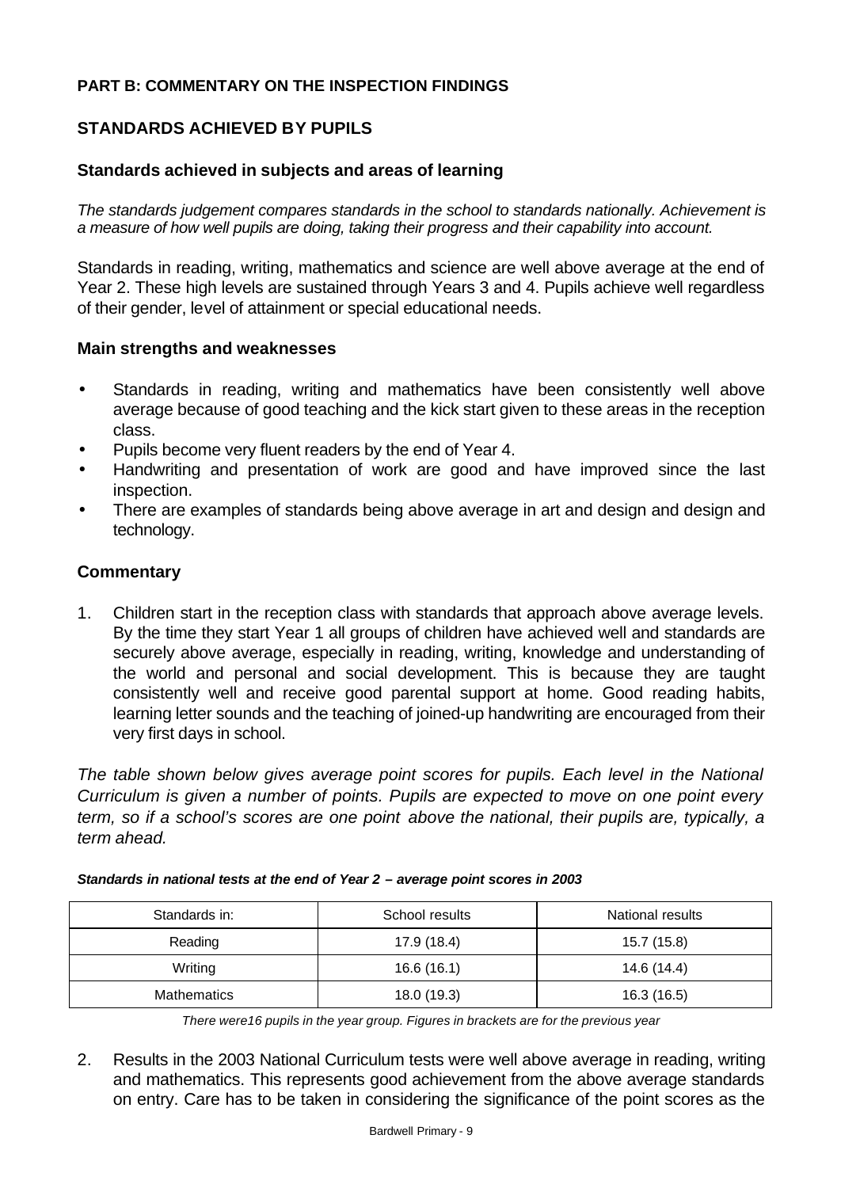## PART B: COMMENTARY ON THE INSPECTION FINDINGS

## STANDARDS ACHIEVED BY PUPILS

### Standards achieved in subjects and areas of learning

*The standards judgement compares standards in the school to standards nationally. Achievement is a measure of how well pupils are doing, taking their progress and their capability into account.*

Standards in reading, writing, mathematics and science are well above average at the end of Year 2. These high levels are sustained through Years 3 and 4. Pupils achieve well regardless of their gender, level of attainment or special educational needs.

### Main strengths and weaknesses

- Standards in reading, writing and mathematics have been consistently well above average because of good teaching and the kick start given to these areas in the reception class.
- Pupils become very fluent readers by the end of Year 4.
- Handwriting and presentation of work are good and have improved since the last inspection.
- There are examples of standards being above average in art and design and design and technology.

### Commentary

1. Children start in the reception class with standards that approach above average levels. By the time they start Year 1 all groups of children have achieved well and standards are securely above average, especially in reading, writing, knowledge and understanding of the world and personal and social development. This is because they are taught consistently well and receive good parental support at home. Good reading habits, learning letter sounds and the teaching of joined-up handwriting are encouraged from their very first days in school.

*The table shown below gives average point scores for pupils. Each level in the National Curriculum is given a number of points. Pupils are expected to move on one point every term, so if a school's scores are one point above the national, their pupils are, typically, a term ahead.*

***Standards in national tests at the end of Year 2 – average point scores in 2003***

| Standards in: | School results | National results |
|---|---|---|
| Reading | 17.9 (18.4) | 15.7 (15.8) |
| Writing | 16.6 (16.1) | 14.6 (14.4) |
| Mathematics | 18.0 (19.3) | 16.3 (16.5) |

*There were16 pupils in the year group. Figures in brackets are for the previous year*

2. Results in the 2003 National Curriculum tests were well above average in reading, writing and mathematics. This represents good achievement from the above average standards on entry. Care has to be taken in considering the significance of the point scores as the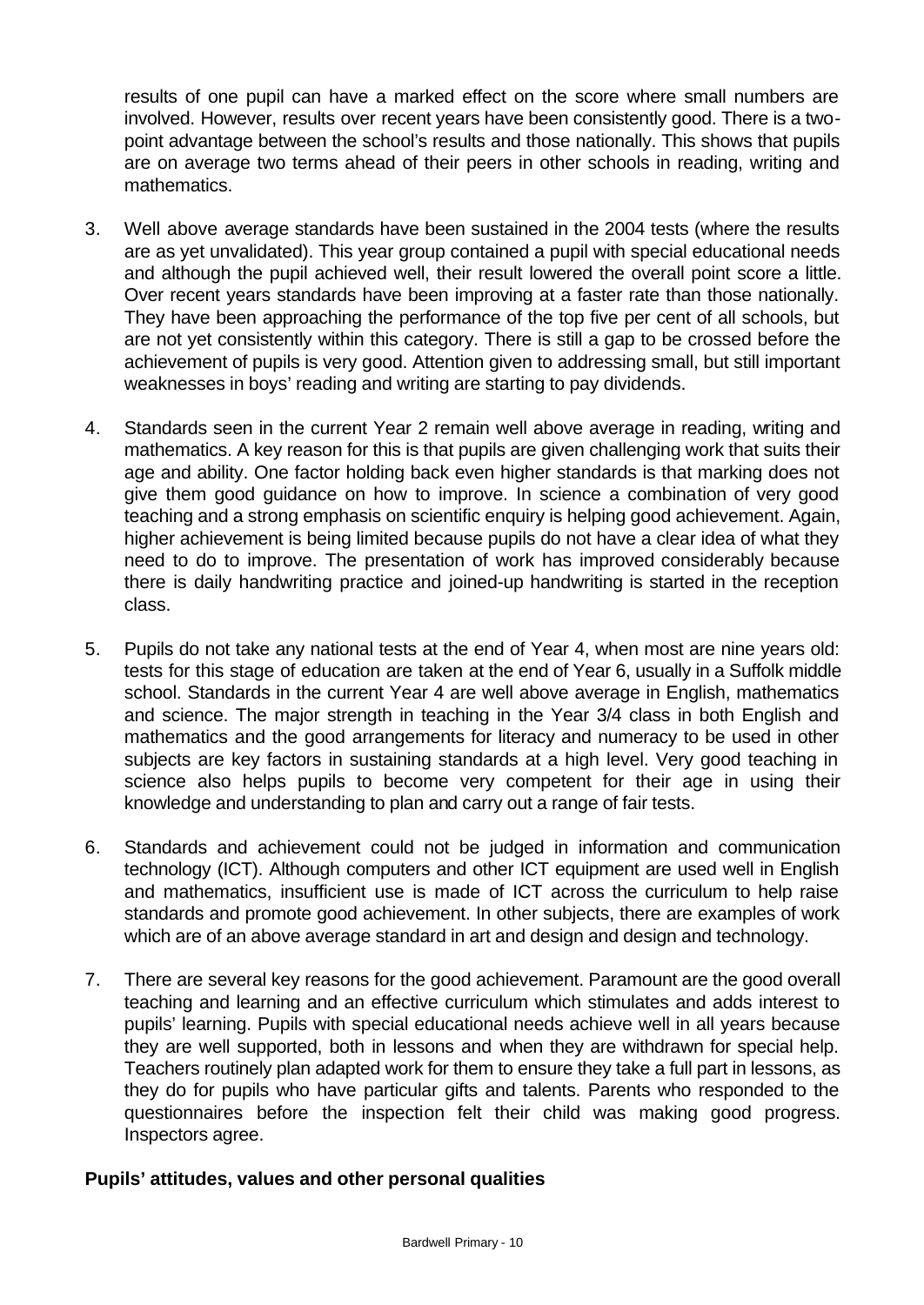results of one pupil can have a marked effect on the score where small numbers are involved. However, results over recent years have been consistently good. There is a two-point advantage between the school's results and those nationally. This shows that pupils are on average two terms ahead of their peers in other schools in reading, writing and mathematics.

3. Well above average standards have been sustained in the 2004 tests (where the results are as yet unvalidated). This year group contained a pupil with special educational needs and although the pupil achieved well, their result lowered the overall point score a little. Over recent years standards have been improving at a faster rate than those nationally. They have been approaching the performance of the top five per cent of all schools, but are not yet consistently within this category. There is still a gap to be crossed before the achievement of pupils is very good. Attention given to addressing small, but still important weaknesses in boys' reading and writing are starting to pay dividends.

4. Standards seen in the current Year 2 remain well above average in reading, writing and mathematics. A key reason for this is that pupils are given challenging work that suits their age and ability. One factor holding back even higher standards is that marking does not give them good guidance on how to improve. In science a combination of very good teaching and a strong emphasis on scientific enquiry is helping good achievement. Again, higher achievement is being limited because pupils do not have a clear idea of what they need to do to improve. The presentation of work has improved considerably because there is daily handwriting practice and joined-up handwriting is started in the reception class.

5. Pupils do not take any national tests at the end of Year 4, when most are nine years old: tests for this stage of education are taken at the end of Year 6, usually in a Suffolk middle school. Standards in the current Year 4 are well above average in English, mathematics and science. The major strength in teaching in the Year 3/4 class in both English and mathematics and the good arrangements for literacy and numeracy to be used in other subjects are key factors in sustaining standards at a high level. Very good teaching in science also helps pupils to become very competent for their age in using their knowledge and understanding to plan and carry out a range of fair tests.

6. Standards and achievement could not be judged in information and communication technology (ICT). Although computers and other ICT equipment are used well in English and mathematics, insufficient use is made of ICT across the curriculum to help raise standards and promote good achievement. In other subjects, there are examples of work which are of an above average standard in art and design and design and technology.

7. There are several key reasons for the good achievement. Paramount are the good overall teaching and learning and an effective curriculum which stimulates and adds interest to pupils' learning. Pupils with special educational needs achieve well in all years because they are well supported, both in lessons and when they are withdrawn for special help. Teachers routinely plan adapted work for them to ensure they take a full part in lessons, as they do for pupils who have particular gifts and talents. Parents who responded to the questionnaires before the inspection felt their child was making good progress. Inspectors agree.

### Pupils' attitudes, values and other personal qualities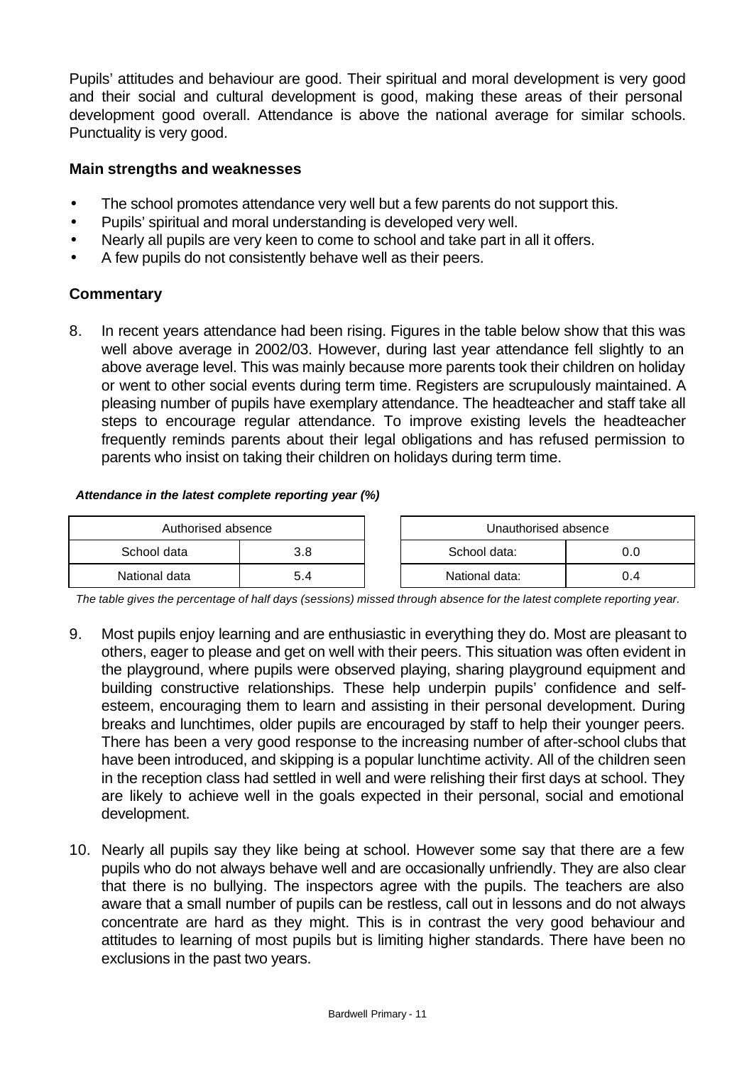Pupils' attitudes and behaviour are good. Their spiritual and moral development is very good and their social and cultural development is good, making these areas of their personal development good overall. Attendance is above the national average for similar schools. Punctuality is very good.

### Main strengths and weaknesses

- The school promotes attendance very well but a few parents do not support this.
- Pupils' spiritual and moral understanding is developed very well.
- Nearly all pupils are very keen to come to school and take part in all it offers.
- A few pupils do not consistently behave well as their peers.

### Commentary

8. In recent years attendance had been rising. Figures in the table below show that this was well above average in 2002/03. However, during last year attendance fell slightly to an above average level. This was mainly because more parents took their children on holiday or went to other social events during term time. Registers are scrupulously maintained. A pleasing number of pupils have exemplary attendance. The headteacher and staff take all steps to encourage regular attendance. To improve existing levels the headteacher frequently reminds parents about their legal obligations and has refused permission to parents who insist on taking their children on holidays during term time.

***Attendance in the latest complete reporting year (%)***

| Authorised absence | |
|---|---|
| School data | 3.8 |
| National data | 5.4 |

| Unauthorised absence | |
|---|---|
| School data: | 0.0 |
| National data: | 0.4 |

*The table gives the percentage of half days (sessions) missed through absence for the latest complete reporting year.*

9. Most pupils enjoy learning and are enthusiastic in everything they do. Most are pleasant to others, eager to please and get on well with their peers. This situation was often evident in the playground, where pupils were observed playing, sharing playground equipment and building constructive relationships. These help underpin pupils' confidence and self-esteem, encouraging them to learn and assisting in their personal development. During breaks and lunchtimes, older pupils are encouraged by staff to help their younger peers. There has been a very good response to the increasing number of after-school clubs that have been introduced, and skipping is a popular lunchtime activity. All of the children seen in the reception class had settled in well and were relishing their first days at school. They are likely to achieve well in the goals expected in their personal, social and emotional development.

10. Nearly all pupils say they like being at school. However some say that there are a few pupils who do not always behave well and are occasionally unfriendly. They are also clear that there is no bullying. The inspectors agree with the pupils. The teachers are also aware that a small number of pupils can be restless, call out in lessons and do not always concentrate are hard as they might. This is in contrast the very good behaviour and attitudes to learning of most pupils but is limiting higher standards. There have been no exclusions in the past two years.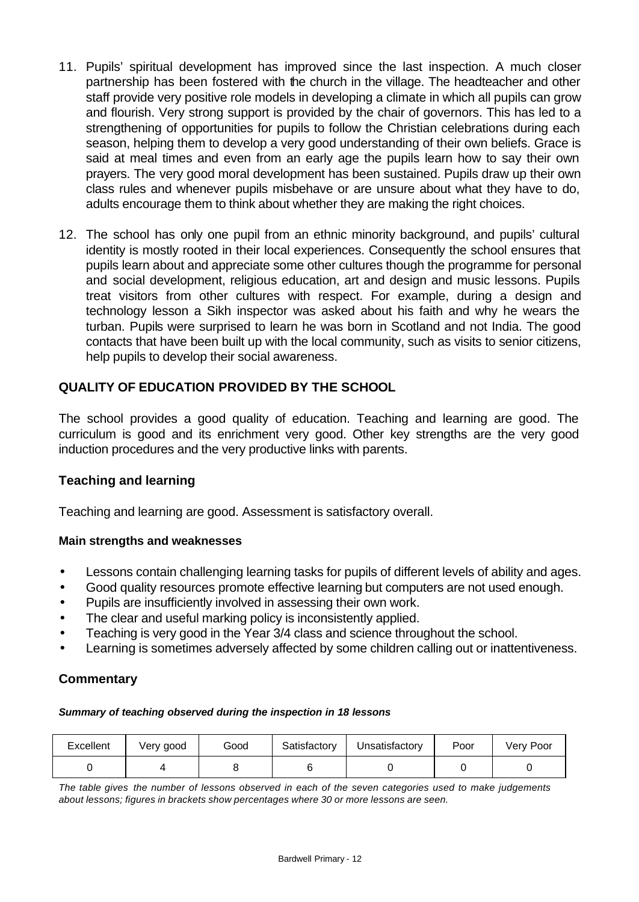11. Pupils' spiritual development has improved since the last inspection. A much closer partnership has been fostered with the church in the village. The headteacher and other staff provide very positive role models in developing a climate in which all pupils can grow and flourish. Very strong support is provided by the chair of governors. This has led to a strengthening of opportunities for pupils to follow the Christian celebrations during each season, helping them to develop a very good understanding of their own beliefs. Grace is said at meal times and even from an early age the pupils learn how to say their own prayers. The very good moral development has been sustained. Pupils draw up their own class rules and whenever pupils misbehave or are unsure about what they have to do, adults encourage them to think about whether they are making the right choices.

12. The school has only one pupil from an ethnic minority background, and pupils' cultural identity is mostly rooted in their local experiences. Consequently the school ensures that pupils learn about and appreciate some other cultures though the programme for personal and social development, religious education, art and design and music lessons. Pupils treat visitors from other cultures with respect. For example, during a design and technology lesson a Sikh inspector was asked about his faith and why he wears the turban. Pupils were surprised to learn he was born in Scotland and not India. The good contacts that have been built up with the local community, such as visits to senior citizens, help pupils to develop their social awareness.

## QUALITY OF EDUCATION PROVIDED BY THE SCHOOL

The school provides a good quality of education. Teaching and learning are good. The curriculum is good and its enrichment very good. Other key strengths are the very good induction procedures and the very productive links with parents.

### Teaching and learning

Teaching and learning are good. Assessment is satisfactory overall.

#### Main strengths and weaknesses

- Lessons contain challenging learning tasks for pupils of different levels of ability and ages.
- Good quality resources promote effective learning but computers are not used enough.
- Pupils are insufficiently involved in assessing their own work.
- The clear and useful marking policy is inconsistently applied.
- Teaching is very good in the Year 3/4 class and science throughout the school.
- Learning is sometimes adversely affected by some children calling out or inattentiveness.

### Commentary

***Summary of teaching observed during the inspection in 18 lessons***

| Excellent | Very good | Good | Satisfactory | Unsatisfactory | Poor | Very Poor |
|---|---|---|---|---|---|---|
| 0 | 4 | 8 | 6 | 0 | 0 | 0 |

*The table gives the number of lessons observed in each of the seven categories used to make judgements about lessons; figures in brackets show percentages where 30 or more lessons are seen.*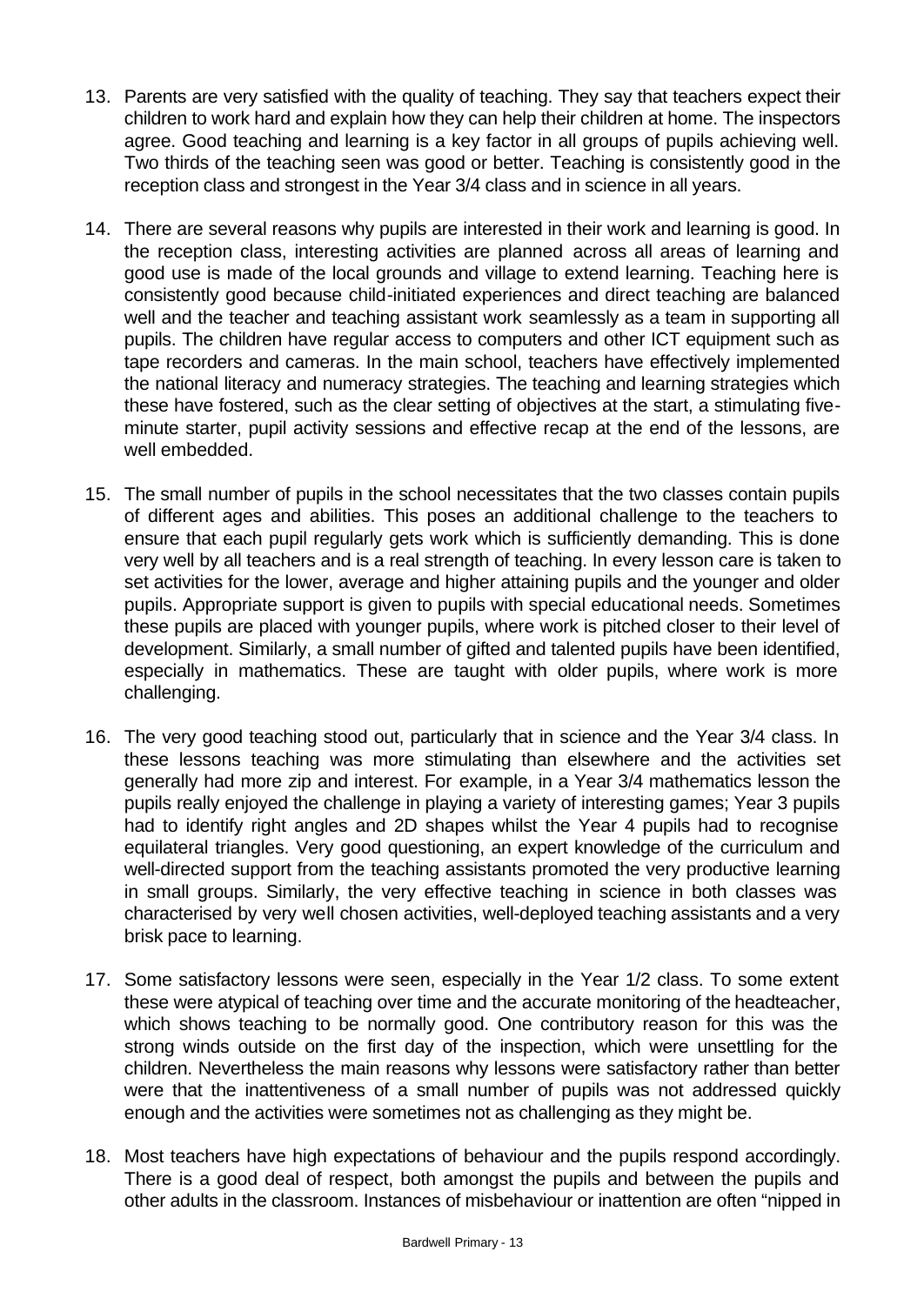13. Parents are very satisfied with the quality of teaching. They say that teachers expect their children to work hard and explain how they can help their children at home. The inspectors agree. Good teaching and learning is a key factor in all groups of pupils achieving well. Two thirds of the teaching seen was good or better. Teaching is consistently good in the reception class and strongest in the Year 3/4 class and in science in all years.

14. There are several reasons why pupils are interested in their work and learning is good. In the reception class, interesting activities are planned across all areas of learning and good use is made of the local grounds and village to extend learning. Teaching here is consistently good because child-initiated experiences and direct teaching are balanced well and the teacher and teaching assistant work seamlessly as a team in supporting all pupils. The children have regular access to computers and other ICT equipment such as tape recorders and cameras. In the main school, teachers have effectively implemented the national literacy and numeracy strategies. The teaching and learning strategies which these have fostered, such as the clear setting of objectives at the start, a stimulating five-minute starter, pupil activity sessions and effective recap at the end of the lessons, are well embedded.

15. The small number of pupils in the school necessitates that the two classes contain pupils of different ages and abilities. This poses an additional challenge to the teachers to ensure that each pupil regularly gets work which is sufficiently demanding. This is done very well by all teachers and is a real strength of teaching. In every lesson care is taken to set activities for the lower, average and higher attaining pupils and the younger and older pupils. Appropriate support is given to pupils with special educational needs. Sometimes these pupils are placed with younger pupils, where work is pitched closer to their level of development. Similarly, a small number of gifted and talented pupils have been identified, especially in mathematics. These are taught with older pupils, where work is more challenging.

16. The very good teaching stood out, particularly that in science and the Year 3/4 class. In these lessons teaching was more stimulating than elsewhere and the activities set generally had more zip and interest. For example, in a Year 3/4 mathematics lesson the pupils really enjoyed the challenge in playing a variety of interesting games; Year 3 pupils had to identify right angles and 2D shapes whilst the Year 4 pupils had to recognise equilateral triangles. Very good questioning, an expert knowledge of the curriculum and well-directed support from the teaching assistants promoted the very productive learning in small groups. Similarly, the very effective teaching in science in both classes was characterised by very well chosen activities, well-deployed teaching assistants and a very brisk pace to learning.

17. Some satisfactory lessons were seen, especially in the Year 1/2 class. To some extent these were atypical of teaching over time and the accurate monitoring of the headteacher, which shows teaching to be normally good. One contributory reason for this was the strong winds outside on the first day of the inspection, which were unsettling for the children. Nevertheless the main reasons why lessons were satisfactory rather than better were that the inattentiveness of a small number of pupils was not addressed quickly enough and the activities were sometimes not as challenging as they might be.

18. Most teachers have high expectations of behaviour and the pupils respond accordingly. There is a good deal of respect, both amongst the pupils and between the pupils and other adults in the classroom. Instances of misbehaviour or inattention are often "nipped in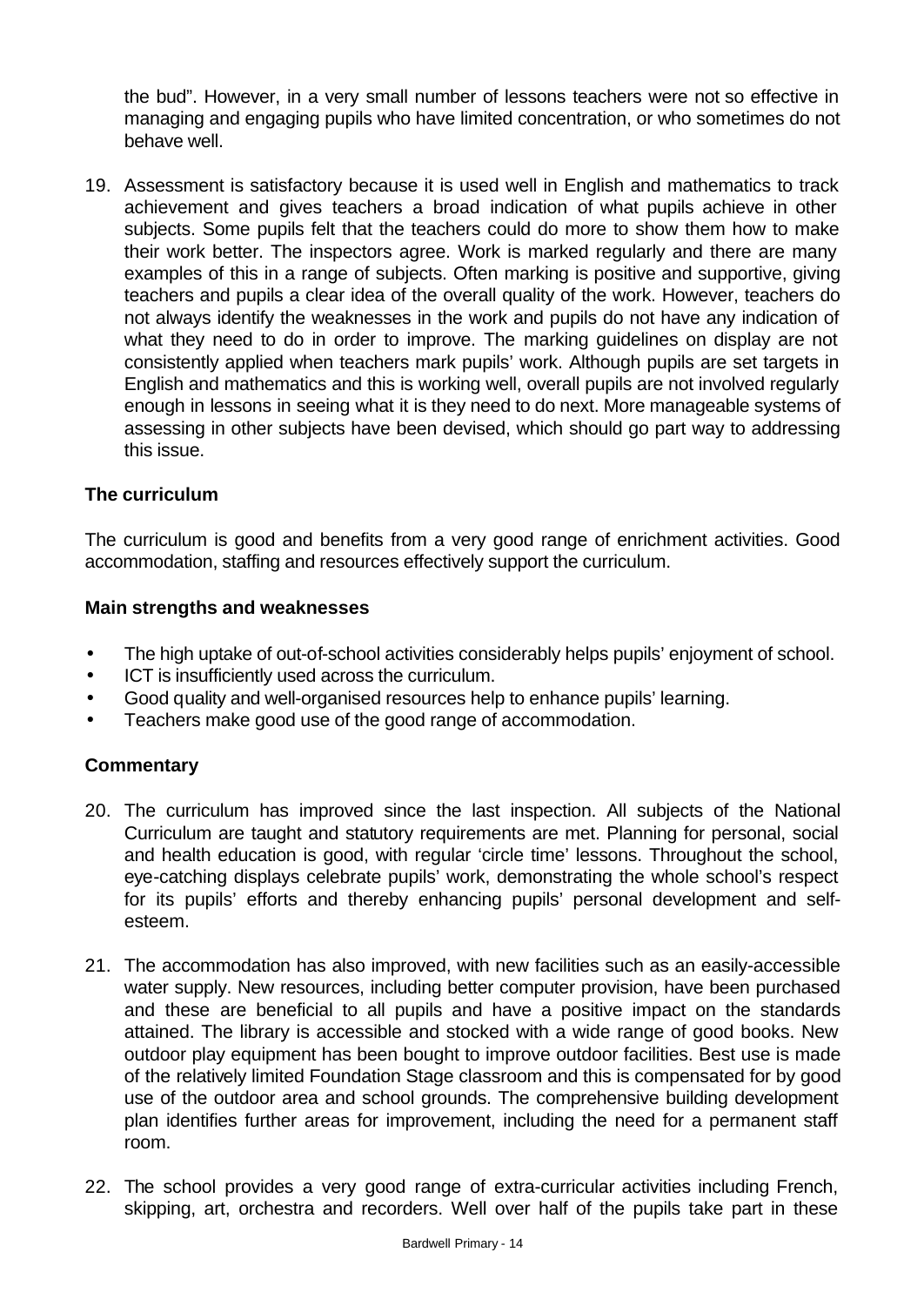the bud". However, in a very small number of lessons teachers were not so effective in managing and engaging pupils who have limited concentration, or who sometimes do not behave well.

19. Assessment is satisfactory because it is used well in English and mathematics to track achievement and gives teachers a broad indication of what pupils achieve in other subjects. Some pupils felt that the teachers could do more to show them how to make their work better. The inspectors agree. Work is marked regularly and there are many examples of this in a range of subjects. Often marking is positive and supportive, giving teachers and pupils a clear idea of the overall quality of the work. However, teachers do not always identify the weaknesses in the work and pupils do not have any indication of what they need to do in order to improve. The marking guidelines on display are not consistently applied when teachers mark pupils' work. Although pupils are set targets in English and mathematics and this is working well, overall pupils are not involved regularly enough in lessons in seeing what it is they need to do next. More manageable systems of assessing in other subjects have been devised, which should go part way to addressing this issue.

### The curriculum

The curriculum is good and benefits from a very good range of enrichment activities. Good accommodation, staffing and resources effectively support the curriculum.

#### Main strengths and weaknesses

- The high uptake of out-of-school activities considerably helps pupils' enjoyment of school.
- ICT is insufficiently used across the curriculum.
- Good quality and well-organised resources help to enhance pupils' learning.
- Teachers make good use of the good range of accommodation.

#### Commentary

20. The curriculum has improved since the last inspection. All subjects of the National Curriculum are taught and statutory requirements are met. Planning for personal, social and health education is good, with regular 'circle time' lessons. Throughout the school, eye-catching displays celebrate pupils' work, demonstrating the whole school's respect for its pupils' efforts and thereby enhancing pupils' personal development and self-esteem.

21. The accommodation has also improved, with new facilities such as an easily-accessible water supply. New resources, including better computer provision, have been purchased and these are beneficial to all pupils and have a positive impact on the standards attained. The library is accessible and stocked with a wide range of good books. New outdoor play equipment has been bought to improve outdoor facilities. Best use is made of the relatively limited Foundation Stage classroom and this is compensated for by good use of the outdoor area and school grounds. The comprehensive building development plan identifies further areas for improvement, including the need for a permanent staff room.

22. The school provides a very good range of extra-curricular activities including French, skipping, art, orchestra and recorders. Well over half of the pupils take part in these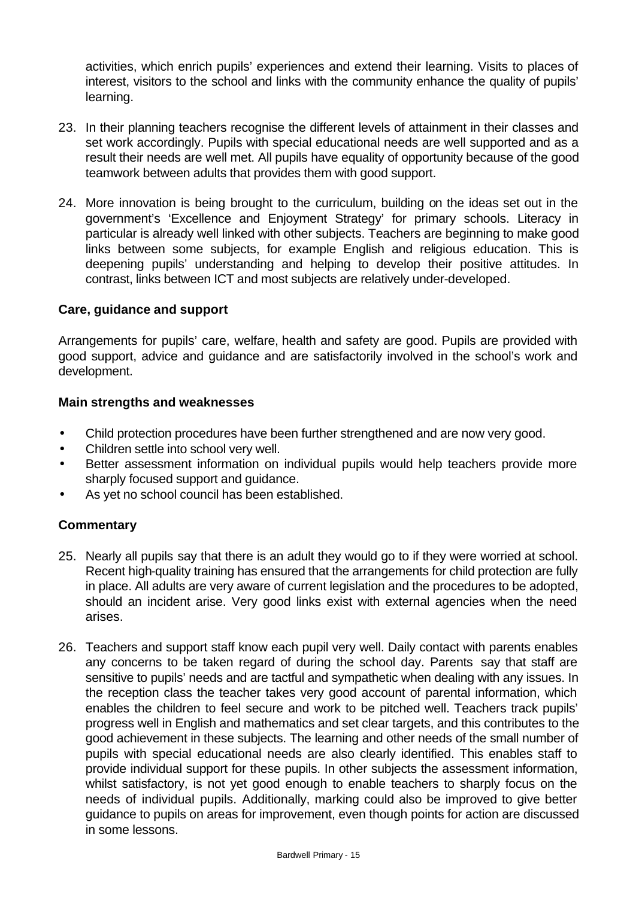activities, which enrich pupils' experiences and extend their learning. Visits to places of interest, visitors to the school and links with the community enhance the quality of pupils' learning.

23. In their planning teachers recognise the different levels of attainment in their classes and set work accordingly. Pupils with special educational needs are well supported and as a result their needs are well met. All pupils have equality of opportunity because of the good teamwork between adults that provides them with good support.

24. More innovation is being brought to the curriculum, building on the ideas set out in the government's 'Excellence and Enjoyment Strategy' for primary schools. Literacy in particular is already well linked with other subjects. Teachers are beginning to make good links between some subjects, for example English and religious education. This is deepening pupils' understanding and helping to develop their positive attitudes. In contrast, links between ICT and most subjects are relatively under-developed.

### Care, guidance and support

Arrangements for pupils' care, welfare, health and safety are good. Pupils are provided with good support, advice and guidance and are satisfactorily involved in the school's work and development.

### Main strengths and weaknesses

- Child protection procedures have been further strengthened and are now very good.
- Children settle into school very well.
- Better assessment information on individual pupils would help teachers provide more sharply focused support and guidance.
- As yet no school council has been established.

### Commentary

25. Nearly all pupils say that there is an adult they would go to if they were worried at school. Recent high-quality training has ensured that the arrangements for child protection are fully in place. All adults are very aware of current legislation and the procedures to be adopted, should an incident arise. Very good links exist with external agencies when the need arises.

26. Teachers and support staff know each pupil very well. Daily contact with parents enables any concerns to be taken regard of during the school day. Parents say that staff are sensitive to pupils' needs and are tactful and sympathetic when dealing with any issues. In the reception class the teacher takes very good account of parental information, which enables the children to feel secure and work to be pitched well. Teachers track pupils' progress well in English and mathematics and set clear targets, and this contributes to the good achievement in these subjects. The learning and other needs of the small number of pupils with special educational needs are also clearly identified. This enables staff to provide individual support for these pupils. In other subjects the assessment information, whilst satisfactory, is not yet good enough to enable teachers to sharply focus on the needs of individual pupils. Additionally, marking could also be improved to give better guidance to pupils on areas for improvement, even though points for action are discussed in some lessons.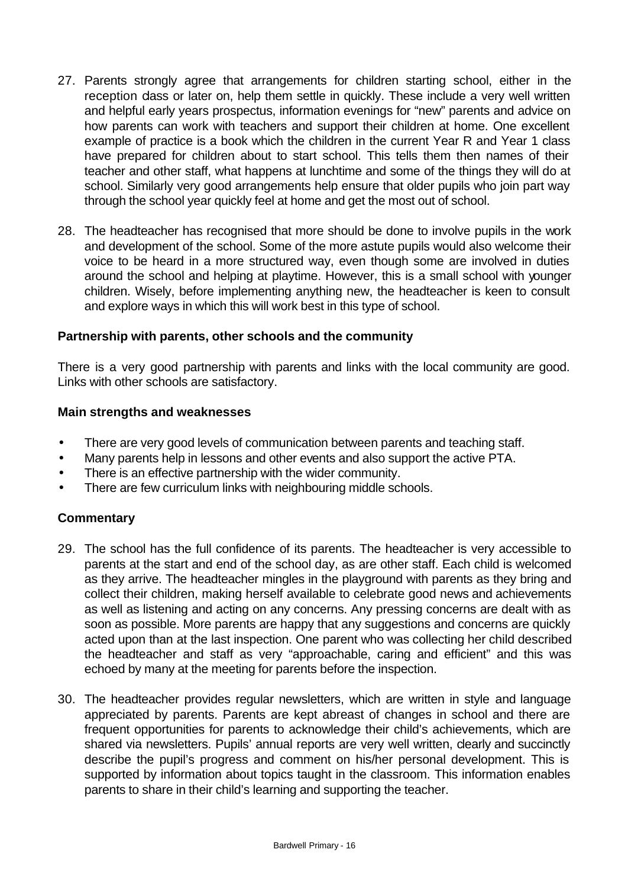27. Parents strongly agree that arrangements for children starting school, either in the reception class or later on, help them settle in quickly. These include a very well written and helpful early years prospectus, information evenings for "new" parents and advice on how parents can work with teachers and support their children at home. One excellent example of practice is a book which the children in the current Year R and Year 1 class have prepared for children about to start school. This tells them then names of their teacher and other staff, what happens at lunchtime and some of the things they will do at school. Similarly very good arrangements help ensure that older pupils who join part way through the school year quickly feel at home and get the most out of school.

28. The headteacher has recognised that more should be done to involve pupils in the work and development of the school. Some of the more astute pupils would also welcome their voice to be heard in a more structured way, even though some are involved in duties around the school and helping at playtime. However, this is a small school with younger children. Wisely, before implementing anything new, the headteacher is keen to consult and explore ways in which this will work best in this type of school.

### Partnership with parents, other schools and the community

There is a very good partnership with parents and links with the local community are good. Links with other schools are satisfactory.

### Main strengths and weaknesses

- There are very good levels of communication between parents and teaching staff.
- Many parents help in lessons and other events and also support the active PTA.
- There is an effective partnership with the wider community.
- There are few curriculum links with neighbouring middle schools.

### Commentary

29. The school has the full confidence of its parents. The headteacher is very accessible to parents at the start and end of the school day, as are other staff. Each child is welcomed as they arrive. The headteacher mingles in the playground with parents as they bring and collect their children, making herself available to celebrate good news and achievements as well as listening and acting on any concerns. Any pressing concerns are dealt with as soon as possible. More parents are happy that any suggestions and concerns are quickly acted upon than at the last inspection. One parent who was collecting her child described the headteacher and staff as very "approachable, caring and efficient" and this was echoed by many at the meeting for parents before the inspection.

30. The headteacher provides regular newsletters, which are written in style and language appreciated by parents. Parents are kept abreast of changes in school and there are frequent opportunities for parents to acknowledge their child's achievements, which are shared via newsletters. Pupils' annual reports are very well written, clearly and succinctly describe the pupil's progress and comment on his/her personal development. This is supported by information about topics taught in the classroom. This information enables parents to share in their child's learning and supporting the teacher.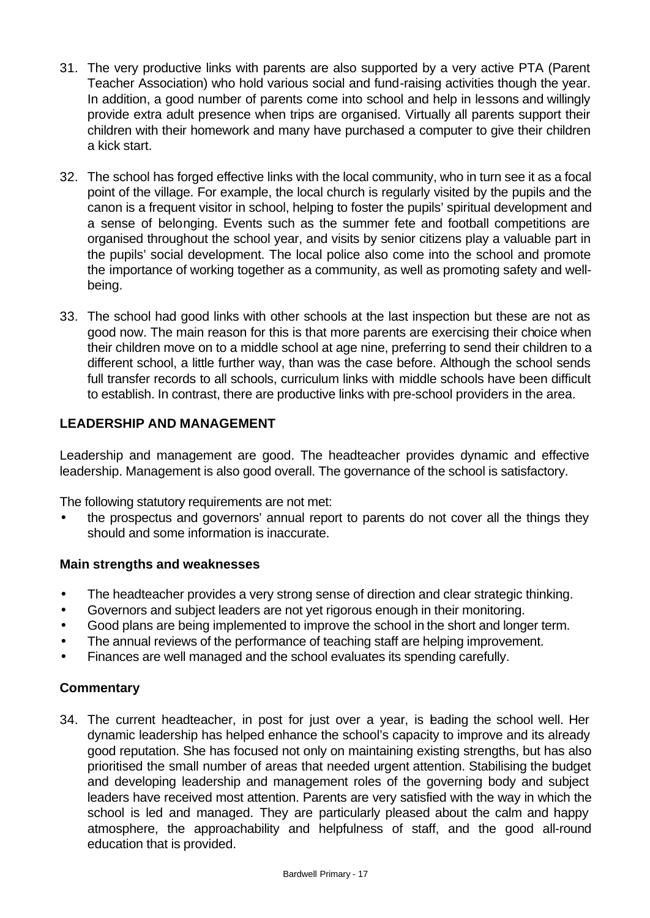31. The very productive links with parents are also supported by a very active PTA (Parent Teacher Association) who hold various social and fund-raising activities though the year. In addition, a good number of parents come into school and help in lessons and willingly provide extra adult presence when trips are organised. Virtually all parents support their children with their homework and many have purchased a computer to give their children a kick start.

32. The school has forged effective links with the local community, who in turn see it as a focal point of the village. For example, the local church is regularly visited by the pupils and the canon is a frequent visitor in school, helping to foster the pupils' spiritual development and a sense of belonging. Events such as the summer fete and football competitions are organised throughout the school year, and visits by senior citizens play a valuable part in the pupils' social development. The local police also come into the school and promote the importance of working together as a community, as well as promoting safety and well-being.

33. The school had good links with other schools at the last inspection but these are not as good now. The main reason for this is that more parents are exercising their choice when their children move on to a middle school at age nine, preferring to send their children to a different school, a little further way, than was the case before. Although the school sends full transfer records to all schools, curriculum links with middle schools have been difficult to establish. In contrast, there are productive links with pre-school providers in the area.

## LEADERSHIP AND MANAGEMENT

Leadership and management are good. The headteacher provides dynamic and effective leadership. Management is also good overall. The governance of the school is satisfactory.

The following statutory requirements are not met:

- the prospectus and governors' annual report to parents do not cover all the things they should and some information is inaccurate.

### Main strengths and weaknesses

- The headteacher provides a very strong sense of direction and clear strategic thinking.
- Governors and subject leaders are not yet rigorous enough in their monitoring.
- Good plans are being implemented to improve the school in the short and longer term.
- The annual reviews of the performance of teaching staff are helping improvement.
- Finances are well managed and the school evaluates its spending carefully.

### Commentary

34. The current headteacher, in post for just over a year, is leading the school well. Her dynamic leadership has helped enhance the school's capacity to improve and its already good reputation. She has focused not only on maintaining existing strengths, but has also prioritised the small number of areas that needed urgent attention. Stabilising the budget and developing leadership and management roles of the governing body and subject leaders have received most attention. Parents are very satisfied with the way in which the school is led and managed. They are particularly pleased about the calm and happy atmosphere, the approachability and helpfulness of staff, and the good all-round education that is provided.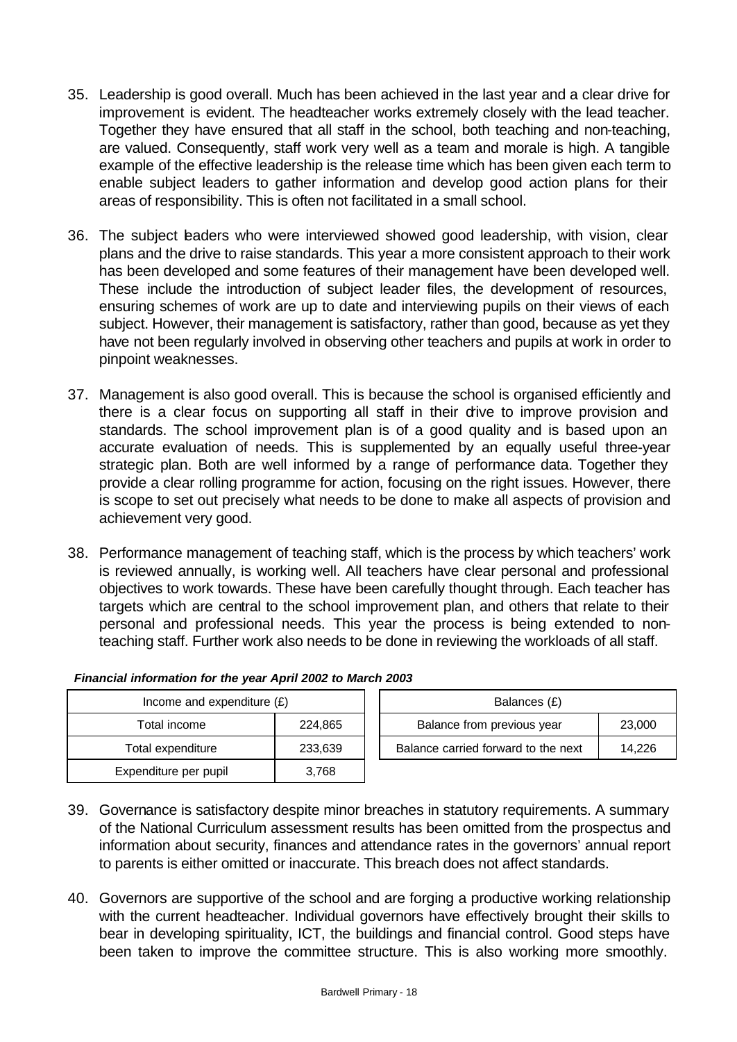35. Leadership is good overall. Much has been achieved in the last year and a clear drive for improvement is evident. The headteacher works extremely closely with the lead teacher. Together they have ensured that all staff in the school, both teaching and non-teaching, are valued. Consequently, staff work very well as a team and morale is high. A tangible example of the effective leadership is the release time which has been given each term to enable subject leaders to gather information and develop good action plans for their areas of responsibility. This is often not facilitated in a small school.

36. The subject leaders who were interviewed showed good leadership, with vision, clear plans and the drive to raise standards. This year a more consistent approach to their work has been developed and some features of their management have been developed well. These include the introduction of subject leader files, the development of resources, ensuring schemes of work are up to date and interviewing pupils on their views of each subject. However, their management is satisfactory, rather than good, because as yet they have not been regularly involved in observing other teachers and pupils at work in order to pinpoint weaknesses.

37. Management is also good overall. This is because the school is organised efficiently and there is a clear focus on supporting all staff in their drive to improve provision and standards. The school improvement plan is of a good quality and is based upon an accurate evaluation of needs. This is supplemented by an equally useful three-year strategic plan. Both are well informed by a range of performance data. Together they provide a clear rolling programme for action, focusing on the right issues. However, there is scope to set out precisely what needs to be done to make all aspects of provision and achievement very good.

38. Performance management of teaching staff, which is the process by which teachers' work is reviewed annually, is working well. All teachers have clear personal and professional objectives to work towards. These have been carefully thought through. Each teacher has targets which are central to the school improvement plan, and others that relate to their personal and professional needs. This year the process is being extended to non-teaching staff. Further work also needs to be done in reviewing the workloads of all staff.

***Financial information for the year April 2002 to March 2003***

| Income and expenditure (£) | |
|---|---|
| Total income | 224,865 |
| Total expenditure | 233,639 |
| Expenditure per pupil | 3,768 |

| Balances (£) | |
|---|---|
| Balance from previous year | 23,000 |
| Balance carried forward to the next | 14,226 |

39. Governance is satisfactory despite minor breaches in statutory requirements. A summary of the National Curriculum assessment results has been omitted from the prospectus and information about security, finances and attendance rates in the governors' annual report to parents is either omitted or inaccurate. This breach does not affect standards.

40. Governors are supportive of the school and are forging a productive working relationship with the current headteacher. Individual governors have effectively brought their skills to bear in developing spirituality, ICT, the buildings and financial control. Good steps have been taken to improve the committee structure. This is also working more smoothly.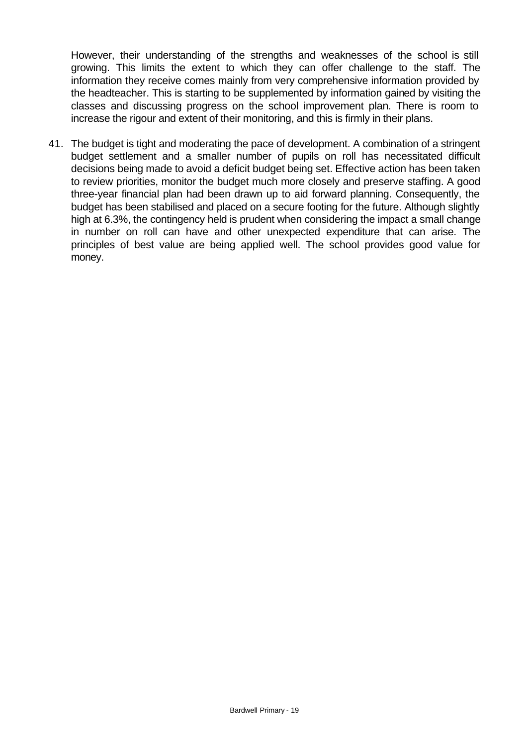However, their understanding of the strengths and weaknesses of the school is still growing. This limits the extent to which they can offer challenge to the staff. The information they receive comes mainly from very comprehensive information provided by the headteacher. This is starting to be supplemented by information gained by visiting the classes and discussing progress on the school improvement plan. There is room to increase the rigour and extent of their monitoring, and this is firmly in their plans.

41. The budget is tight and moderating the pace of development. A combination of a stringent budget settlement and a smaller number of pupils on roll has necessitated difficult decisions being made to avoid a deficit budget being set. Effective action has been taken to review priorities, monitor the budget much more closely and preserve staffing. A good three-year financial plan had been drawn up to aid forward planning. Consequently, the budget has been stabilised and placed on a secure footing for the future. Although slightly high at 6.3%, the contingency held is prudent when considering the impact a small change in number on roll can have and other unexpected expenditure that can arise. The principles of best value are being applied well. The school provides good value for money.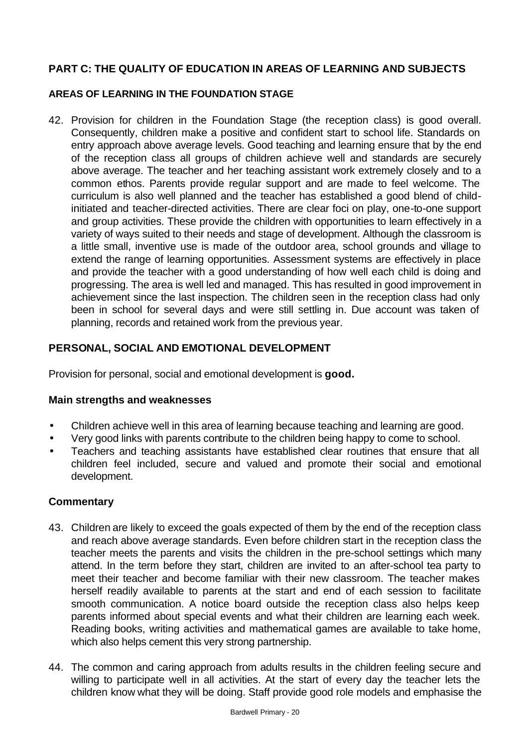## PART C: THE QUALITY OF EDUCATION IN AREAS OF LEARNING AND SUBJECTS

### AREAS OF LEARNING IN THE FOUNDATION STAGE

42. Provision for children in the Foundation Stage (the reception class) is good overall. Consequently, children make a positive and confident start to school life. Standards on entry approach above average levels. Good teaching and learning ensure that by the end of the reception class all groups of children achieve well and standards are securely above average. The teacher and her teaching assistant work extremely closely and to a common ethos. Parents provide regular support and are made to feel welcome. The curriculum is also well planned and the teacher has established a good blend of child-initiated and teacher-directed activities. There are clear foci on play, one-to-one support and group activities. These provide the children with opportunities to learn effectively in a variety of ways suited to their needs and stage of development. Although the classroom is a little small, inventive use is made of the outdoor area, school grounds and village to extend the range of learning opportunities. Assessment systems are effectively in place and provide the teacher with a good understanding of how well each child is doing and progressing. The area is well led and managed. This has resulted in good improvement in achievement since the last inspection. The children seen in the reception class had only been in school for several days and were still settling in. Due account was taken of planning, records and retained work from the previous year.

### PERSONAL, SOCIAL AND EMOTIONAL DEVELOPMENT

Provision for personal, social and emotional development is **good.**

#### Main strengths and weaknesses

- Children achieve well in this area of learning because teaching and learning are good.
- Very good links with parents contribute to the children being happy to come to school.
- Teachers and teaching assistants have established clear routines that ensure that all children feel included, secure and valued and promote their social and emotional development.

#### Commentary

43. Children are likely to exceed the goals expected of them by the end of the reception class and reach above average standards. Even before children start in the reception class the teacher meets the parents and visits the children in the pre-school settings which many attend. In the term before they start, children are invited to an after-school tea party to meet their teacher and become familiar with their new classroom. The teacher makes herself readily available to parents at the start and end of each session to facilitate smooth communication. A notice board outside the reception class also helps keep parents informed about special events and what their children are learning each week. Reading books, writing activities and mathematical games are available to take home, which also helps cement this very strong partnership.

44. The common and caring approach from adults results in the children feeling secure and willing to participate well in all activities. At the start of every day the teacher lets the children know what they will be doing. Staff provide good role models and emphasise the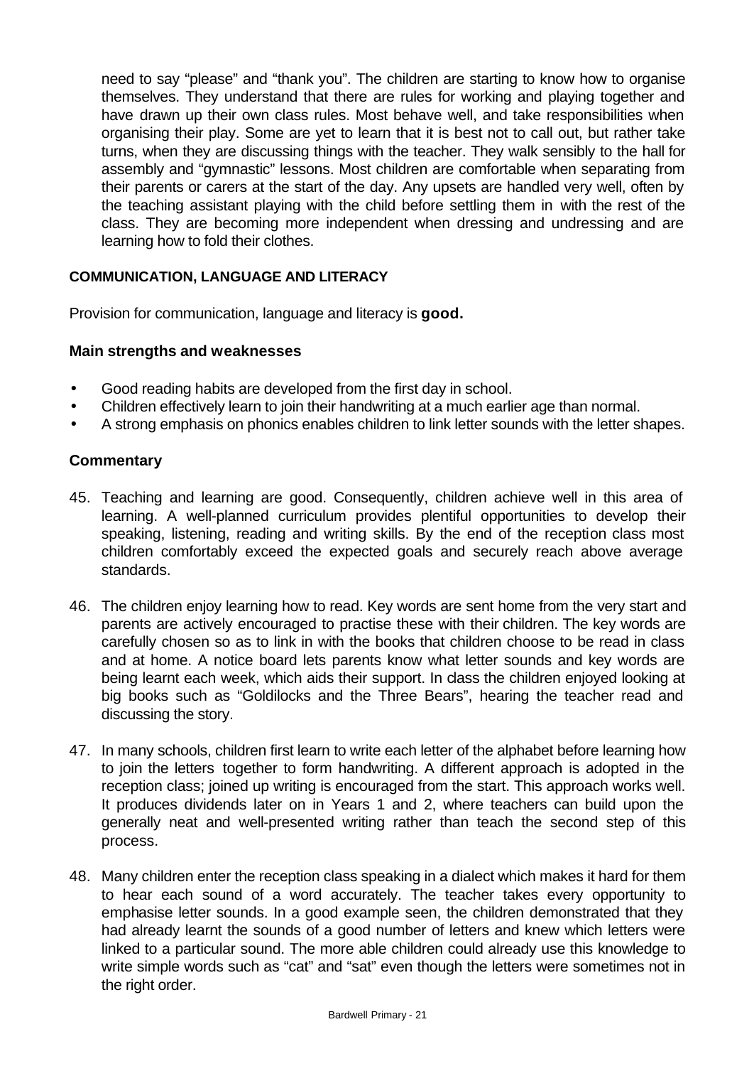need to say "please" and "thank you". The children are starting to know how to organise themselves. They understand that there are rules for working and playing together and have drawn up their own class rules. Most behave well, and take responsibilities when organising their play. Some are yet to learn that it is best not to call out, but rather take turns, when they are discussing things with the teacher. They walk sensibly to the hall for assembly and "gymnastic" lessons. Most children are comfortable when separating from their parents or carers at the start of the day. Any upsets are handled very well, often by the teaching assistant playing with the child before settling them in with the rest of the class. They are becoming more independent when dressing and undressing and are learning how to fold their clothes.

#### COMMUNICATION, LANGUAGE AND LITERACY

Provision for communication, language and literacy is **good.**

### Main strengths and weaknesses

- Good reading habits are developed from the first day in school.
- Children effectively learn to join their handwriting at a much earlier age than normal.
- A strong emphasis on phonics enables children to link letter sounds with the letter shapes.

### Commentary

45. Teaching and learning are good. Consequently, children achieve well in this area of learning. A well-planned curriculum provides plentiful opportunities to develop their speaking, listening, reading and writing skills. By the end of the reception class most children comfortably exceed the expected goals and securely reach above average standards.

46. The children enjoy learning how to read. Key words are sent home from the very start and parents are actively encouraged to practise these with their children. The key words are carefully chosen so as to link in with the books that children choose to be read in class and at home. A notice board lets parents know what letter sounds and key words are being learnt each week, which aids their support. In class the children enjoyed looking at big books such as "Goldilocks and the Three Bears", hearing the teacher read and discussing the story.

47. In many schools, children first learn to write each letter of the alphabet before learning how to join the letters together to form handwriting. A different approach is adopted in the reception class; joined up writing is encouraged from the start. This approach works well. It produces dividends later on in Years 1 and 2, where teachers can build upon the generally neat and well-presented writing rather than teach the second step of this process.

48. Many children enter the reception class speaking in a dialect which makes it hard for them to hear each sound of a word accurately. The teacher takes every opportunity to emphasise letter sounds. In a good example seen, the children demonstrated that they had already learnt the sounds of a good number of letters and knew which letters were linked to a particular sound. The more able children could already use this knowledge to write simple words such as "cat" and "sat" even though the letters were sometimes not in the right order.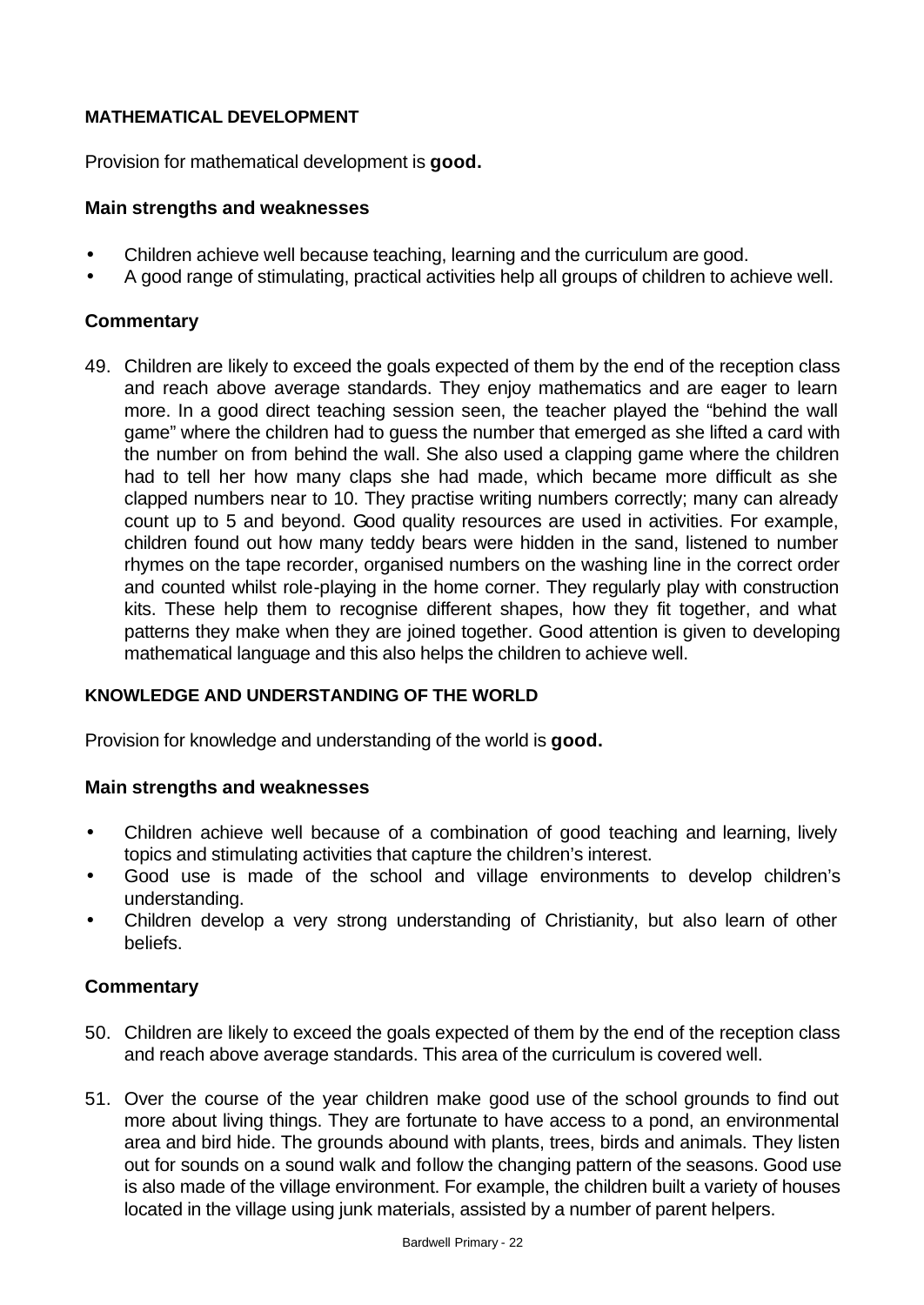**MATHEMATICAL DEVELOPMENT**

Provision for mathematical development is **good.**

### Main strengths and weaknesses

- Children achieve well because teaching, learning and the curriculum are good.
- A good range of stimulating, practical activities help all groups of children to achieve well.

### Commentary

49. Children are likely to exceed the goals expected of them by the end of the reception class and reach above average standards. They enjoy mathematics and are eager to learn more. In a good direct teaching session seen, the teacher played the "behind the wall game" where the children had to guess the number that emerged as she lifted a card with the number on from behind the wall. She also used a clapping game where the children had to tell her how many claps she had made, which became more difficult as she clapped numbers near to 10. They practise writing numbers correctly; many can already count up to 5 and beyond. Good quality resources are used in activities. For example, children found out how many teddy bears were hidden in the sand, listened to number rhymes on the tape recorder, organised numbers on the washing line in the correct order and counted whilst role-playing in the home corner. They regularly play with construction kits. These help them to recognise different shapes, how they fit together, and what patterns they make when they are joined together. Good attention is given to developing mathematical language and this also helps the children to achieve well.

**KNOWLEDGE AND UNDERSTANDING OF THE WORLD**

Provision for knowledge and understanding of the world is **good.**

### Main strengths and weaknesses

- Children achieve well because of a combination of good teaching and learning, lively topics and stimulating activities that capture the children's interest.
- Good use is made of the school and village environments to develop children's understanding.
- Children develop a very strong understanding of Christianity, but also learn of other beliefs.

### Commentary

50. Children are likely to exceed the goals expected of them by the end of the reception class and reach above average standards. This area of the curriculum is covered well.

51. Over the course of the year children make good use of the school grounds to find out more about living things. They are fortunate to have access to a pond, an environmental area and bird hide. The grounds abound with plants, trees, birds and animals. They listen out for sounds on a sound walk and follow the changing pattern of the seasons. Good use is also made of the village environment. For example, the children built a variety of houses located in the village using junk materials, assisted by a number of parent helpers.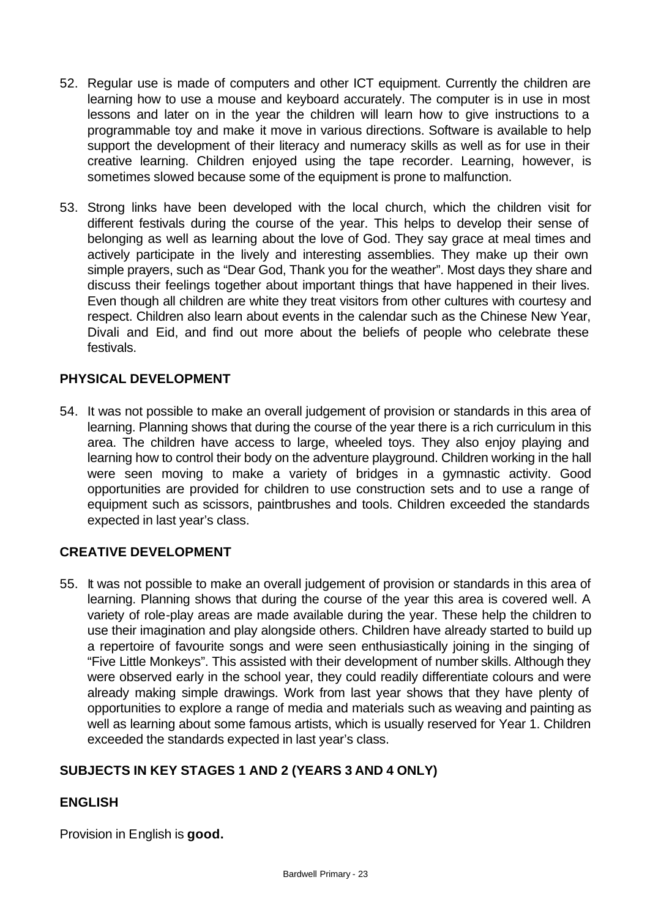52. Regular use is made of computers and other ICT equipment. Currently the children are learning how to use a mouse and keyboard accurately. The computer is in use in most lessons and later on in the year the children will learn how to give instructions to a programmable toy and make it move in various directions. Software is available to help support the development of their literacy and numeracy skills as well as for use in their creative learning. Children enjoyed using the tape recorder. Learning, however, is sometimes slowed because some of the equipment is prone to malfunction.

53. Strong links have been developed with the local church, which the children visit for different festivals during the course of the year. This helps to develop their sense of belonging as well as learning about the love of God. They say grace at meal times and actively participate in the lively and interesting assemblies. They make up their own simple prayers, such as "Dear God, Thank you for the weather". Most days they share and discuss their feelings together about important things that have happened in their lives. Even though all children are white they treat visitors from other cultures with courtesy and respect. Children also learn about events in the calendar such as the Chinese New Year, Divali and Eid, and find out more about the beliefs of people who celebrate these festivals.

## PHYSICAL DEVELOPMENT

54. It was not possible to make an overall judgement of provision or standards in this area of learning. Planning shows that during the course of the year there is a rich curriculum in this area. The children have access to large, wheeled toys. They also enjoy playing and learning how to control their body on the adventure playground. Children working in the hall were seen moving to make a variety of bridges in a gymnastic activity. Good opportunities are provided for children to use construction sets and to use a range of equipment such as scissors, paintbrushes and tools. Children exceeded the standards expected in last year's class.

## CREATIVE DEVELOPMENT

55. It was not possible to make an overall judgement of provision or standards in this area of learning. Planning shows that during the course of the year this area is covered well. A variety of role-play areas are made available during the year. These help the children to use their imagination and play alongside others. Children have already started to build up a repertoire of favourite songs and were seen enthusiastically joining in the singing of "Five Little Monkeys". This assisted with their development of number skills. Although they were observed early in the school year, they could readily differentiate colours and were already making simple drawings. Work from last year shows that they have plenty of opportunities to explore a range of media and materials such as weaving and painting as well as learning about some famous artists, which is usually reserved for Year 1. Children exceeded the standards expected in last year's class.

## SUBJECTS IN KEY STAGES 1 AND 2 (YEARS 3 AND 4 ONLY)

## ENGLISH

Provision in English is **good.**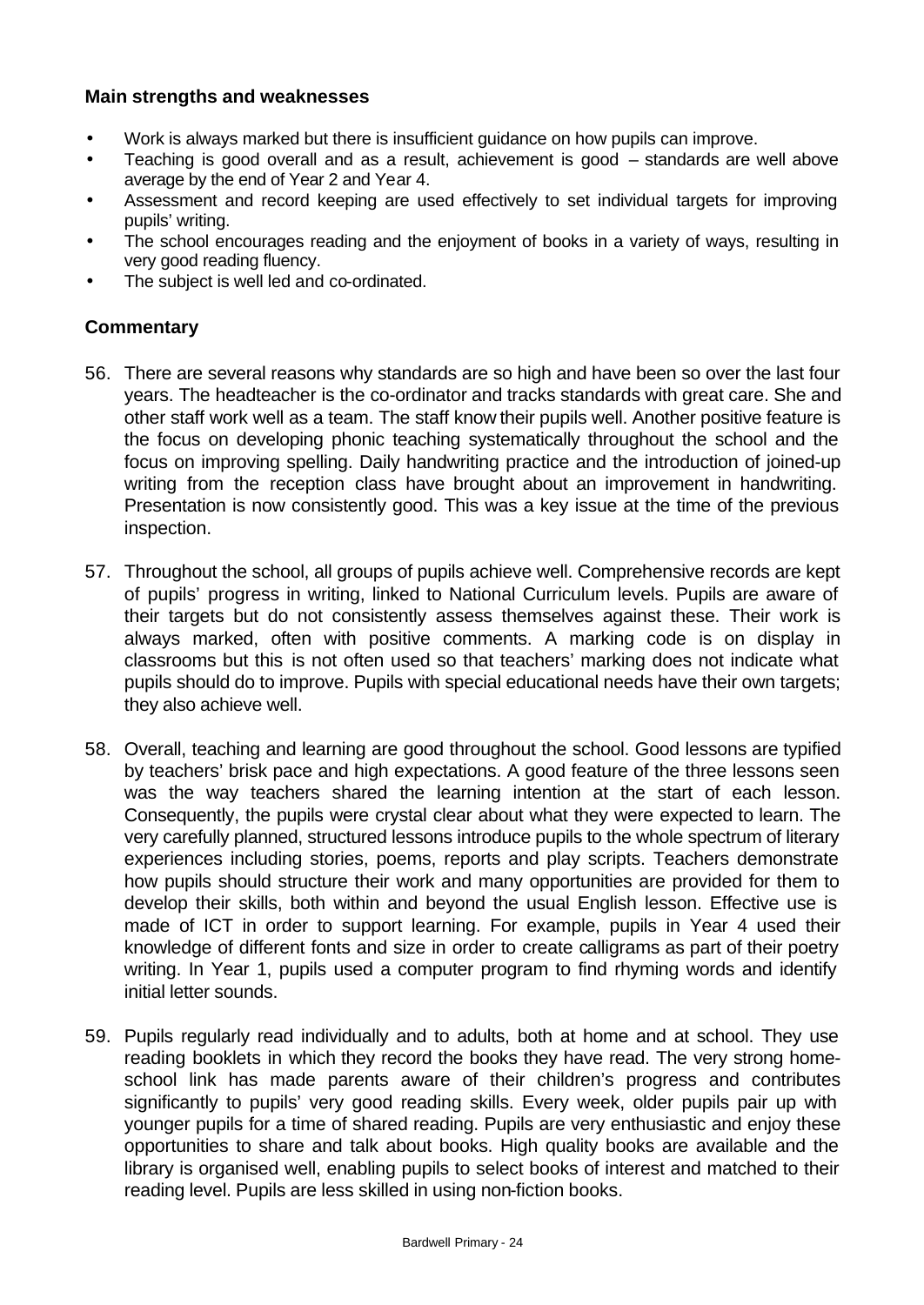### Main strengths and weaknesses

- Work is always marked but there is insufficient guidance on how pupils can improve.
- Teaching is good overall and as a result, achievement is good – standards are well above average by the end of Year 2 and Year 4.
- Assessment and record keeping are used effectively to set individual targets for improving pupils' writing.
- The school encourages reading and the enjoyment of books in a variety of ways, resulting in very good reading fluency.
- The subject is well led and co-ordinated.

### Commentary

56. There are several reasons why standards are so high and have been so over the last four years. The headteacher is the co-ordinator and tracks standards with great care. She and other staff work well as a team. The staff know their pupils well. Another positive feature is the focus on developing phonic teaching systematically throughout the school and the focus on improving spelling. Daily handwriting practice and the introduction of joined-up writing from the reception class have brought about an improvement in handwriting. Presentation is now consistently good. This was a key issue at the time of the previous inspection.

57. Throughout the school, all groups of pupils achieve well. Comprehensive records are kept of pupils' progress in writing, linked to National Curriculum levels. Pupils are aware of their targets but do not consistently assess themselves against these. Their work is always marked, often with positive comments. A marking code is on display in classrooms but this is not often used so that teachers' marking does not indicate what pupils should do to improve. Pupils with special educational needs have their own targets; they also achieve well.

58. Overall, teaching and learning are good throughout the school. Good lessons are typified by teachers' brisk pace and high expectations. A good feature of the three lessons seen was the way teachers shared the learning intention at the start of each lesson. Consequently, the pupils were crystal clear about what they were expected to learn. The very carefully planned, structured lessons introduce pupils to the whole spectrum of literary experiences including stories, poems, reports and play scripts. Teachers demonstrate how pupils should structure their work and many opportunities are provided for them to develop their skills, both within and beyond the usual English lesson. Effective use is made of ICT in order to support learning. For example, pupils in Year 4 used their knowledge of different fonts and size in order to create calligrams as part of their poetry writing. In Year 1, pupils used a computer program to find rhyming words and identify initial letter sounds.

59. Pupils regularly read individually and to adults, both at home and at school. They use reading booklets in which they record the books they have read. The very strong home-school link has made parents aware of their children's progress and contributes significantly to pupils' very good reading skills. Every week, older pupils pair up with younger pupils for a time of shared reading. Pupils are very enthusiastic and enjoy these opportunities to share and talk about books. High quality books are available and the library is organised well, enabling pupils to select books of interest and matched to their reading level. Pupils are less skilled in using non-fiction books.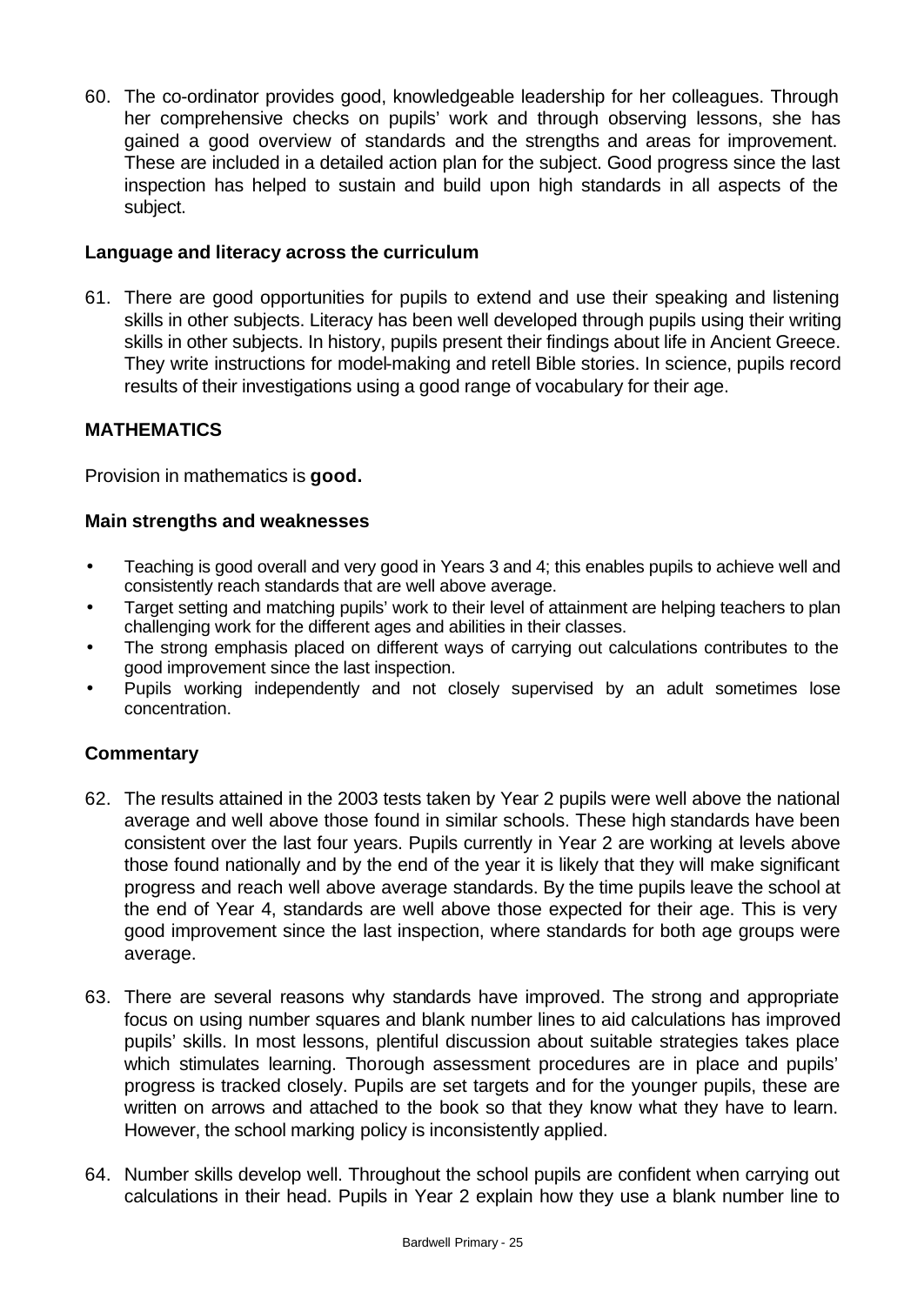60. The co-ordinator provides good, knowledgeable leadership for her colleagues. Through her comprehensive checks on pupils' work and through observing lessons, she has gained a good overview of standards and the strengths and areas for improvement. These are included in a detailed action plan for the subject. Good progress since the last inspection has helped to sustain and build upon high standards in all aspects of the subject.

### Language and literacy across the curriculum

61. There are good opportunities for pupils to extend and use their speaking and listening skills in other subjects. Literacy has been well developed through pupils using their writing skills in other subjects. In history, pupils present their findings about life in Ancient Greece. They write instructions for model-making and retell Bible stories. In science, pupils record results of their investigations using a good range of vocabulary for their age.

## MATHEMATICS

Provision in mathematics is **good.**

### Main strengths and weaknesses

- Teaching is good overall and very good in Years 3 and 4; this enables pupils to achieve well and consistently reach standards that are well above average.
- Target setting and matching pupils' work to their level of attainment are helping teachers to plan challenging work for the different ages and abilities in their classes.
- The strong emphasis placed on different ways of carrying out calculations contributes to the good improvement since the last inspection.
- Pupils working independently and not closely supervised by an adult sometimes lose concentration.

### Commentary

62. The results attained in the 2003 tests taken by Year 2 pupils were well above the national average and well above those found in similar schools. These high standards have been consistent over the last four years. Pupils currently in Year 2 are working at levels above those found nationally and by the end of the year it is likely that they will make significant progress and reach well above average standards. By the time pupils leave the school at the end of Year 4, standards are well above those expected for their age. This is very good improvement since the last inspection, where standards for both age groups were average.

63. There are several reasons why standards have improved. The strong and appropriate focus on using number squares and blank number lines to aid calculations has improved pupils' skills. In most lessons, plentiful discussion about suitable strategies takes place which stimulates learning. Thorough assessment procedures are in place and pupils' progress is tracked closely. Pupils are set targets and for the younger pupils, these are written on arrows and attached to the book so that they know what they have to learn. However, the school marking policy is inconsistently applied.

64. Number skills develop well. Throughout the school pupils are confident when carrying out calculations in their head. Pupils in Year 2 explain how they use a blank number line to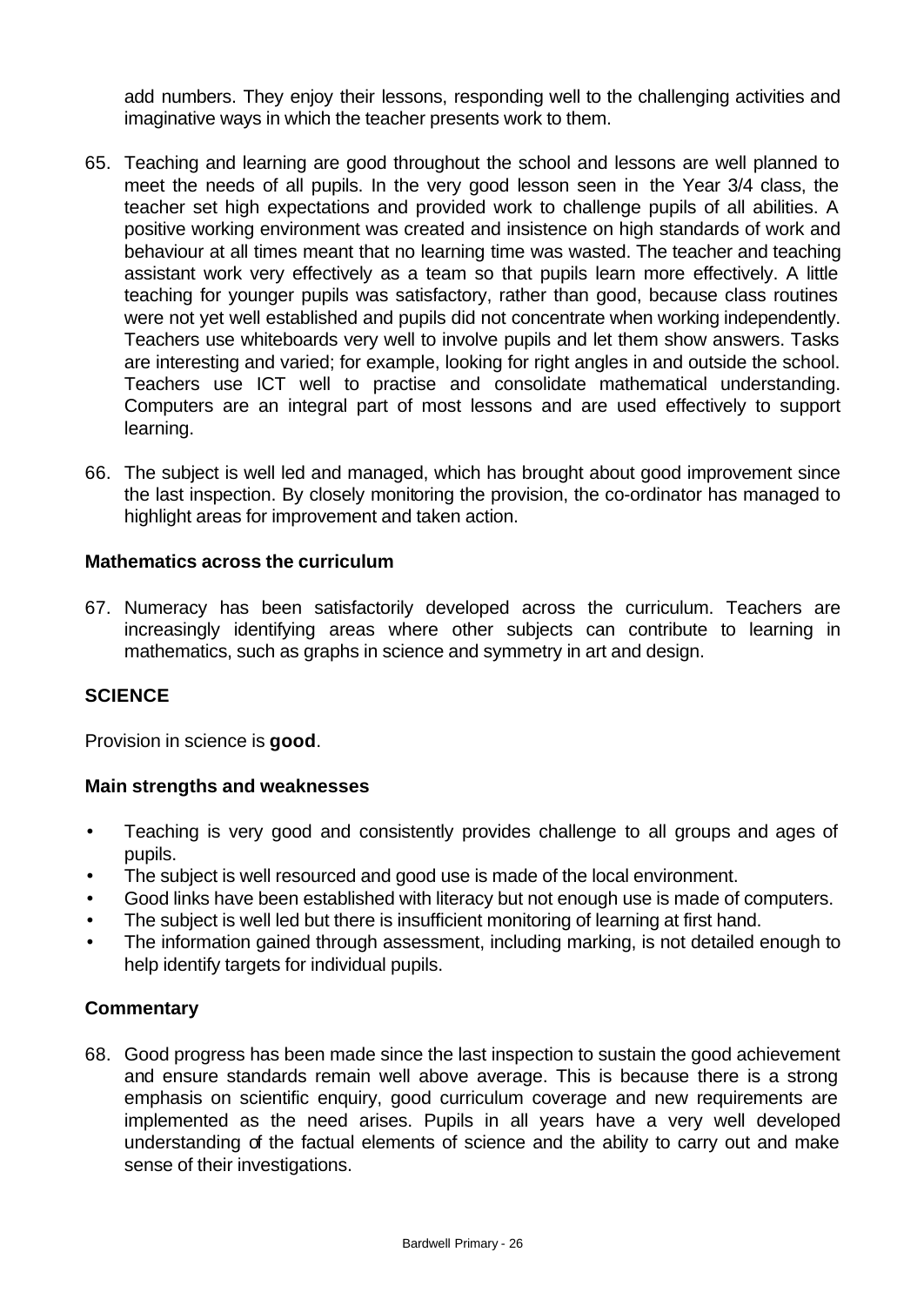add numbers. They enjoy their lessons, responding well to the challenging activities and imaginative ways in which the teacher presents work to them.

65. Teaching and learning are good throughout the school and lessons are well planned to meet the needs of all pupils. In the very good lesson seen in the Year 3/4 class, the teacher set high expectations and provided work to challenge pupils of all abilities. A positive working environment was created and insistence on high standards of work and behaviour at all times meant that no learning time was wasted. The teacher and teaching assistant work very effectively as a team so that pupils learn more effectively. A little teaching for younger pupils was satisfactory, rather than good, because class routines were not yet well established and pupils did not concentrate when working independently. Teachers use whiteboards very well to involve pupils and let them show answers. Tasks are interesting and varied; for example, looking for right angles in and outside the school. Teachers use ICT well to practise and consolidate mathematical understanding. Computers are an integral part of most lessons and are used effectively to support learning.

66. The subject is well led and managed, which has brought about good improvement since the last inspection. By closely monitoring the provision, the co-ordinator has managed to highlight areas for improvement and taken action.

### Mathematics across the curriculum

67. Numeracy has been satisfactorily developed across the curriculum. Teachers are increasingly identifying areas where other subjects can contribute to learning in mathematics, such as graphs in science and symmetry in art and design.

## SCIENCE

Provision in science is **good**.

### Main strengths and weaknesses

- Teaching is very good and consistently provides challenge to all groups and ages of pupils.
- The subject is well resourced and good use is made of the local environment.
- Good links have been established with literacy but not enough use is made of computers.
- The subject is well led but there is insufficient monitoring of learning at first hand.
- The information gained through assessment, including marking, is not detailed enough to help identify targets for individual pupils.

### Commentary

68. Good progress has been made since the last inspection to sustain the good achievement and ensure standards remain well above average. This is because there is a strong emphasis on scientific enquiry, good curriculum coverage and new requirements are implemented as the need arises. Pupils in all years have a very well developed understanding of the factual elements of science and the ability to carry out and make sense of their investigations.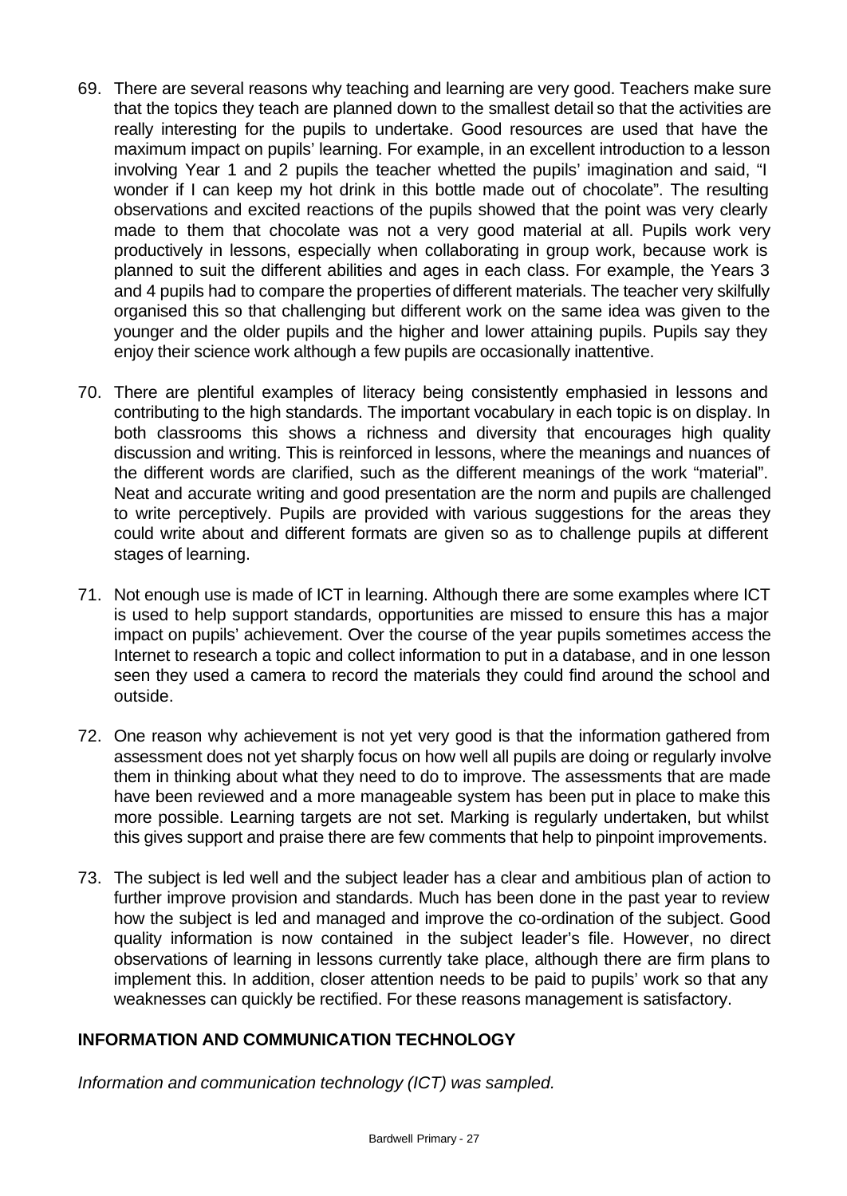69. There are several reasons why teaching and learning are very good. Teachers make sure that the topics they teach are planned down to the smallest detail so that the activities are really interesting for the pupils to undertake. Good resources are used that have the maximum impact on pupils' learning. For example, in an excellent introduction to a lesson involving Year 1 and 2 pupils the teacher whetted the pupils' imagination and said, "I wonder if I can keep my hot drink in this bottle made out of chocolate". The resulting observations and excited reactions of the pupils showed that the point was very clearly made to them that chocolate was not a very good material at all. Pupils work very productively in lessons, especially when collaborating in group work, because work is planned to suit the different abilities and ages in each class. For example, the Years 3 and 4 pupils had to compare the properties of different materials. The teacher very skilfully organised this so that challenging but different work on the same idea was given to the younger and the older pupils and the higher and lower attaining pupils. Pupils say they enjoy their science work although a few pupils are occasionally inattentive.

70. There are plentiful examples of literacy being consistently emphasied in lessons and contributing to the high standards. The important vocabulary in each topic is on display. In both classrooms this shows a richness and diversity that encourages high quality discussion and writing. This is reinforced in lessons, where the meanings and nuances of the different words are clarified, such as the different meanings of the work "material". Neat and accurate writing and good presentation are the norm and pupils are challenged to write perceptively. Pupils are provided with various suggestions for the areas they could write about and different formats are given so as to challenge pupils at different stages of learning.

71. Not enough use is made of ICT in learning. Although there are some examples where ICT is used to help support standards, opportunities are missed to ensure this has a major impact on pupils' achievement. Over the course of the year pupils sometimes access the Internet to research a topic and collect information to put in a database, and in one lesson seen they used a camera to record the materials they could find around the school and outside.

72. One reason why achievement is not yet very good is that the information gathered from assessment does not yet sharply focus on how well all pupils are doing or regularly involve them in thinking about what they need to do to improve. The assessments that are made have been reviewed and a more manageable system has been put in place to make this more possible. Learning targets are not set. Marking is regularly undertaken, but whilst this gives support and praise there are few comments that help to pinpoint improvements.

73. The subject is led well and the subject leader has a clear and ambitious plan of action to further improve provision and standards. Much has been done in the past year to review how the subject is led and managed and improve the co-ordination of the subject. Good quality information is now contained in the subject leader's file. However, no direct observations of learning in lessons currently take place, although there are firm plans to implement this. In addition, closer attention needs to be paid to pupils' work so that any weaknesses can quickly be rectified. For these reasons management is satisfactory.

## INFORMATION AND COMMUNICATION TECHNOLOGY

*Information and communication technology (ICT) was sampled.*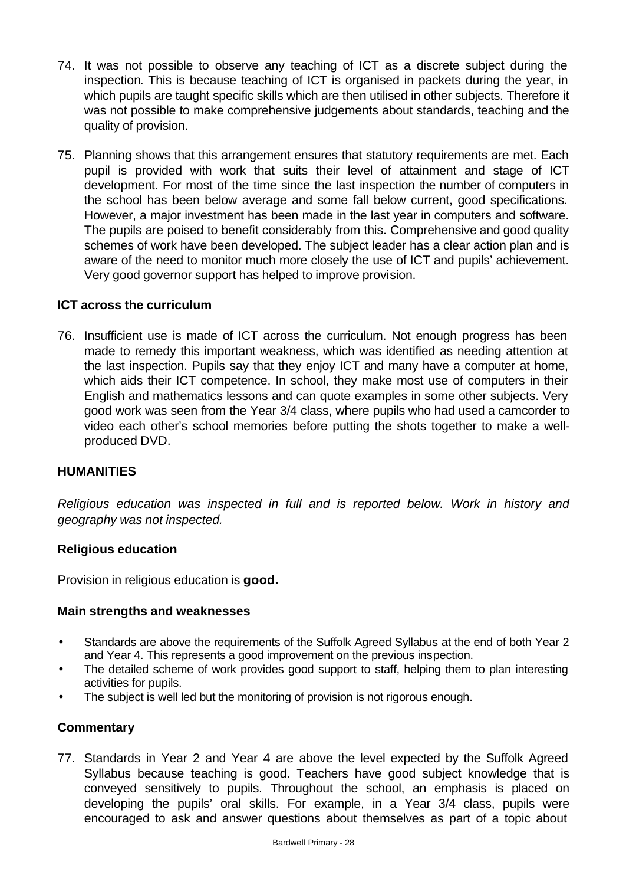74. It was not possible to observe any teaching of ICT as a discrete subject during the inspection. This is because teaching of ICT is organised in packets during the year, in which pupils are taught specific skills which are then utilised in other subjects. Therefore it was not possible to make comprehensive judgements about standards, teaching and the quality of provision.

75. Planning shows that this arrangement ensures that statutory requirements are met. Each pupil is provided with work that suits their level of attainment and stage of ICT development. For most of the time since the last inspection the number of computers in the school has been below average and some fall below current, good specifications. However, a major investment has been made in the last year in computers and software. The pupils are poised to benefit considerably from this. Comprehensive and good quality schemes of work have been developed. The subject leader has a clear action plan and is aware of the need to monitor much more closely the use of ICT and pupils' achievement. Very good governor support has helped to improve provision.

### ICT across the curriculum

76. Insufficient use is made of ICT across the curriculum. Not enough progress has been made to remedy this important weakness, which was identified as needing attention at the last inspection. Pupils say that they enjoy ICT and many have a computer at home, which aids their ICT competence. In school, they make most use of computers in their English and mathematics lessons and can quote examples in some other subjects. Very good work was seen from the Year 3/4 class, where pupils who had used a camcorder to video each other's school memories before putting the shots together to make a well-produced DVD.

## HUMANITIES

*Religious education was inspected in full and is reported below. Work in history and geography was not inspected.*

### Religious education

Provision in religious education is **good.**

### Main strengths and weaknesses

- Standards are above the requirements of the Suffolk Agreed Syllabus at the end of both Year 2 and Year 4. This represents a good improvement on the previous inspection.
- The detailed scheme of work provides good support to staff, helping them to plan interesting activities for pupils.
- The subject is well led but the monitoring of provision is not rigorous enough.

### Commentary

77. Standards in Year 2 and Year 4 are above the level expected by the Suffolk Agreed Syllabus because teaching is good. Teachers have good subject knowledge that is conveyed sensitively to pupils. Throughout the school, an emphasis is placed on developing the pupils' oral skills. For example, in a Year 3/4 class, pupils were encouraged to ask and answer questions about themselves as part of a topic about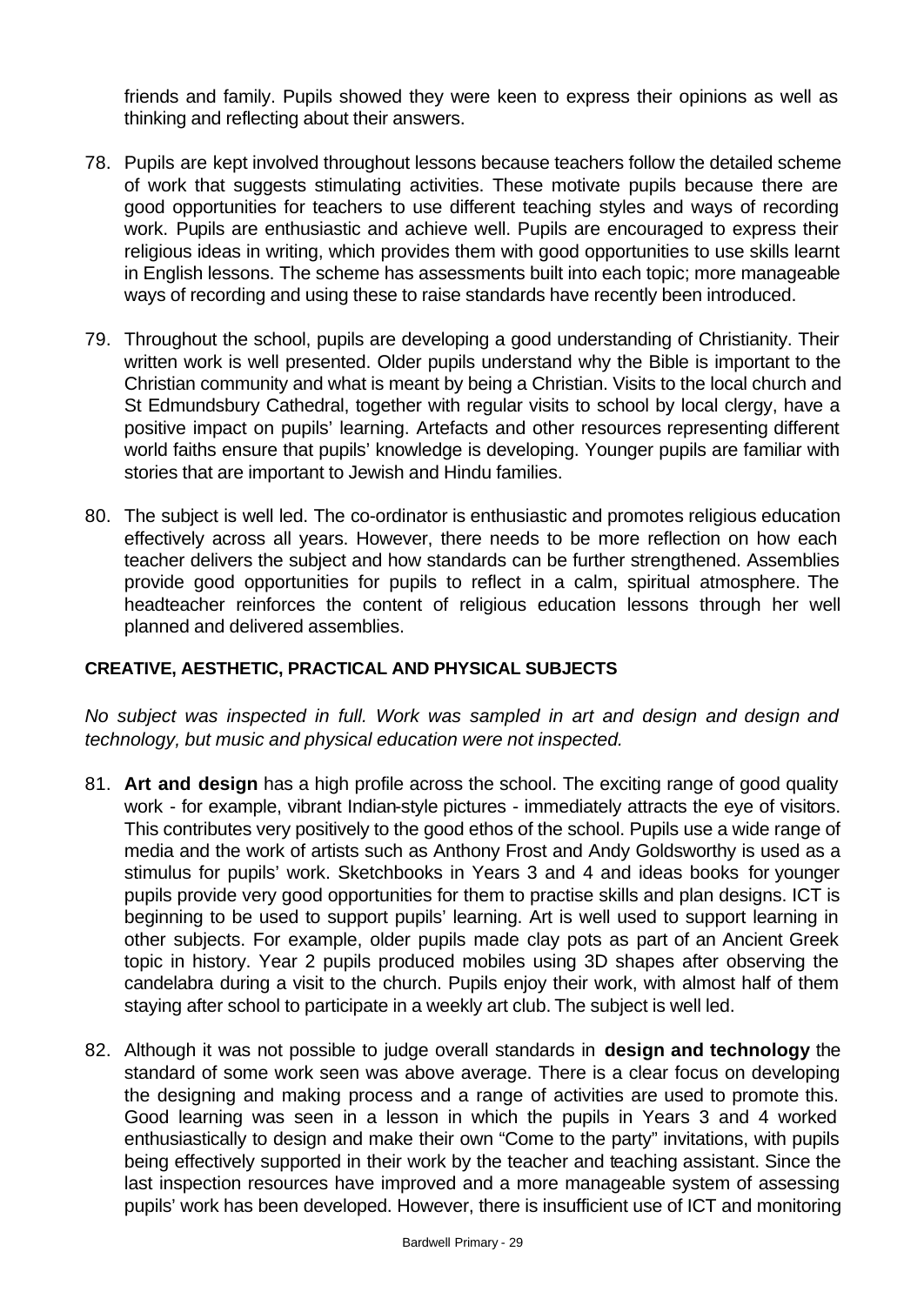friends and family. Pupils showed they were keen to express their opinions as well as thinking and reflecting about their answers.

78. Pupils are kept involved throughout lessons because teachers follow the detailed scheme of work that suggests stimulating activities. These motivate pupils because there are good opportunities for teachers to use different teaching styles and ways of recording work. Pupils are enthusiastic and achieve well. Pupils are encouraged to express their religious ideas in writing, which provides them with good opportunities to use skills learnt in English lessons. The scheme has assessments built into each topic; more manageable ways of recording and using these to raise standards have recently been introduced.

79. Throughout the school, pupils are developing a good understanding of Christianity. Their written work is well presented. Older pupils understand why the Bible is important to the Christian community and what is meant by being a Christian. Visits to the local church and St Edmundsbury Cathedral, together with regular visits to school by local clergy, have a positive impact on pupils' learning. Artefacts and other resources representing different world faiths ensure that pupils' knowledge is developing. Younger pupils are familiar with stories that are important to Jewish and Hindu families.

80. The subject is well led. The co-ordinator is enthusiastic and promotes religious education effectively across all years. However, there needs to be more reflection on how each teacher delivers the subject and how standards can be further strengthened. Assemblies provide good opportunities for pupils to reflect in a calm, spiritual atmosphere. The headteacher reinforces the content of religious education lessons through her well planned and delivered assemblies.

## CREATIVE, AESTHETIC, PRACTICAL AND PHYSICAL SUBJECTS

*No subject was inspected in full. Work was sampled in art and design and design and technology, but music and physical education were not inspected.*

81. **Art and design** has a high profile across the school. The exciting range of good quality work - for example, vibrant Indian-style pictures - immediately attracts the eye of visitors. This contributes very positively to the good ethos of the school. Pupils use a wide range of media and the work of artists such as Anthony Frost and Andy Goldsworthy is used as a stimulus for pupils' work. Sketchbooks in Years 3 and 4 and ideas books for younger pupils provide very good opportunities for them to practise skills and plan designs. ICT is beginning to be used to support pupils' learning. Art is well used to support learning in other subjects. For example, older pupils made clay pots as part of an Ancient Greek topic in history. Year 2 pupils produced mobiles using 3D shapes after observing the candelabra during a visit to the church. Pupils enjoy their work, with almost half of them staying after school to participate in a weekly art club. The subject is well led.

82. Although it was not possible to judge overall standards in **design and technology** the standard of some work seen was above average. There is a clear focus on developing the designing and making process and a range of activities are used to promote this. Good learning was seen in a lesson in which the pupils in Years 3 and 4 worked enthusiastically to design and make their own "Come to the party" invitations, with pupils being effectively supported in their work by the teacher and teaching assistant. Since the last inspection resources have improved and a more manageable system of assessing pupils' work has been developed. However, there is insufficient use of ICT and monitoring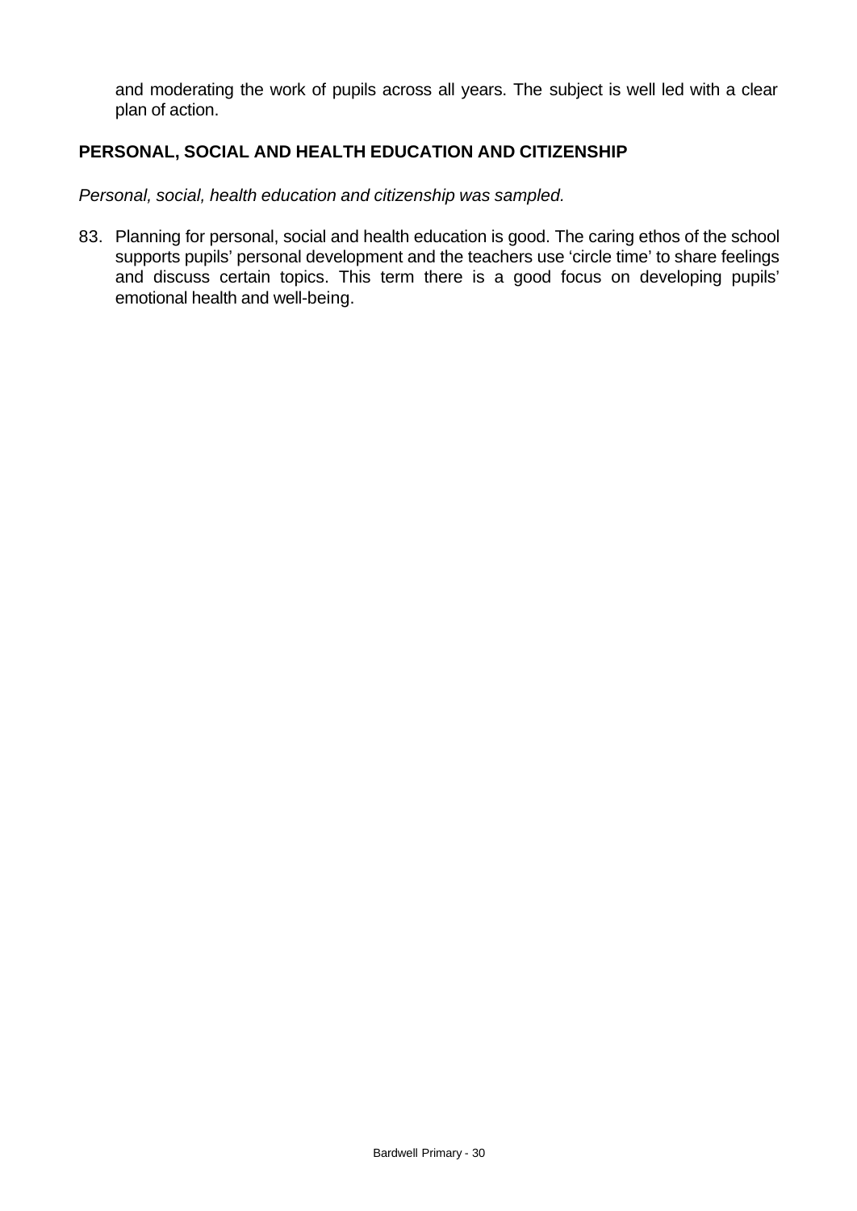and moderating the work of pupils across all years. The subject is well led with a clear plan of action.

## PERSONAL, SOCIAL AND HEALTH EDUCATION AND CITIZENSHIP

*Personal, social, health education and citizenship was sampled.*

83. Planning for personal, social and health education is good. The caring ethos of the school supports pupils' personal development and the teachers use 'circle time' to share feelings and discuss certain topics. This term there is a good focus on developing pupils' emotional health and well-being.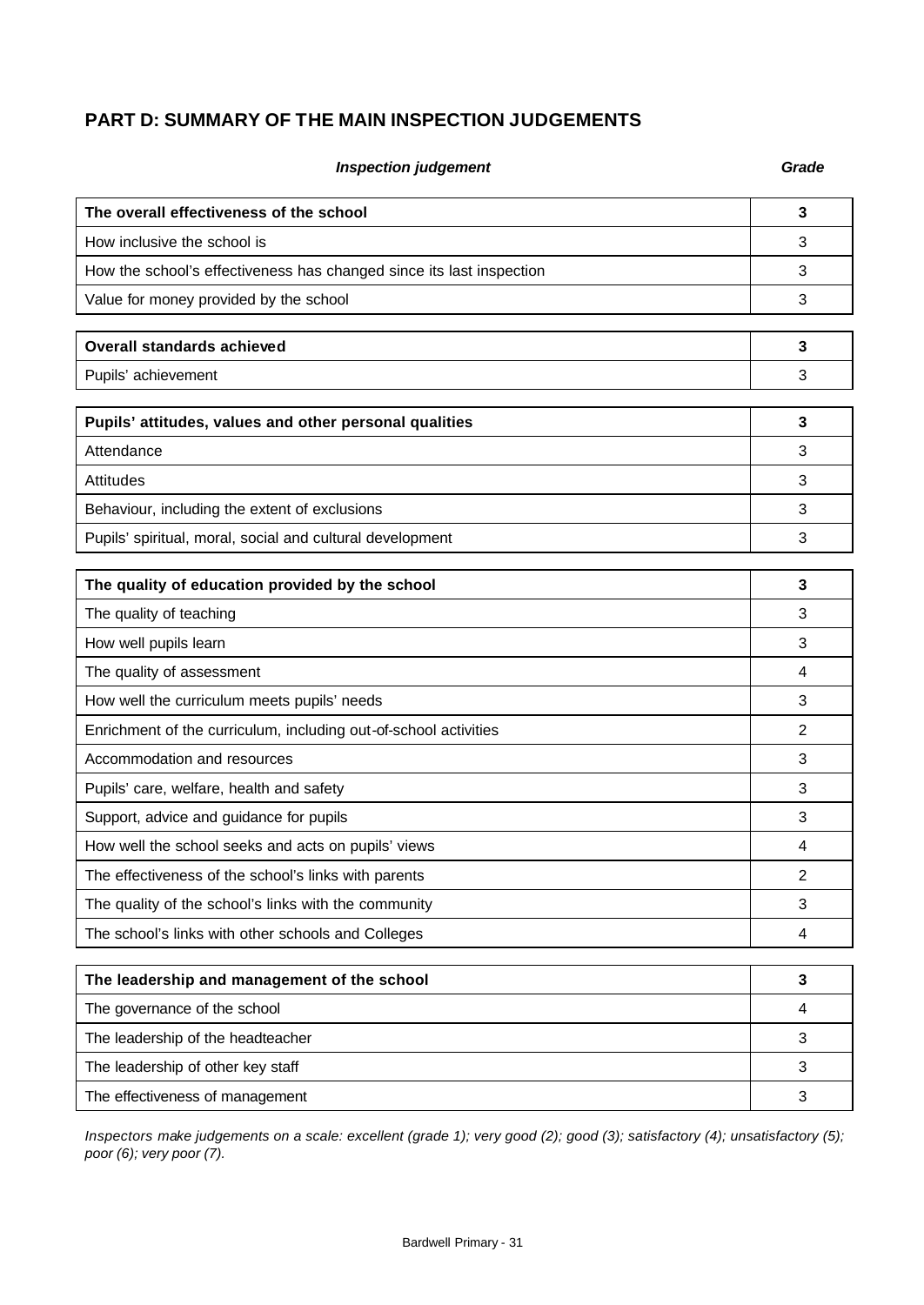## PART D: SUMMARY OF THE MAIN INSPECTION JUDGEMENTS

| *Inspection judgement* | *Grade* |
|---|---|
| **The overall effectiveness of the school** | **3** |
| How inclusive the school is | 3 |
| How the school's effectiveness has changed since its last inspection | 3 |
| Value for money provided by the school | 3 |
| **Overall standards achieved** | **3** |
| Pupils' achievement | 3 |
| **Pupils' attitudes, values and other personal qualities** | **3** |
| Attendance | 3 |
| Attitudes | 3 |
| Behaviour, including the extent of exclusions | 3 |
| Pupils' spiritual, moral, social and cultural development | 3 |
| **The quality of education provided by the school** | **3** |
| The quality of teaching | 3 |
| How well pupils learn | 3 |
| The quality of assessment | 4 |
| How well the curriculum meets pupils' needs | 3 |
| Enrichment of the curriculum, including out-of-school activities | 2 |
| Accommodation and resources | 3 |
| Pupils' care, welfare, health and safety | 3 |
| Support, advice and guidance for pupils | 3 |
| How well the school seeks and acts on pupils' views | 4 |
| The effectiveness of the school's links with parents | 2 |
| The quality of the school's links with the community | 3 |
| The school's links with other schools and Colleges | 4 |
| **The leadership and management of the school** | **3** |
| The governance of the school | 4 |
| The leadership of the headteacher | 3 |
| The leadership of other key staff | 3 |
| The effectiveness of management | 3 |

*Inspectors make judgements on a scale: excellent (grade 1); very good (2); good (3); satisfactory (4); unsatisfactory (5); poor (6); very poor (7).*